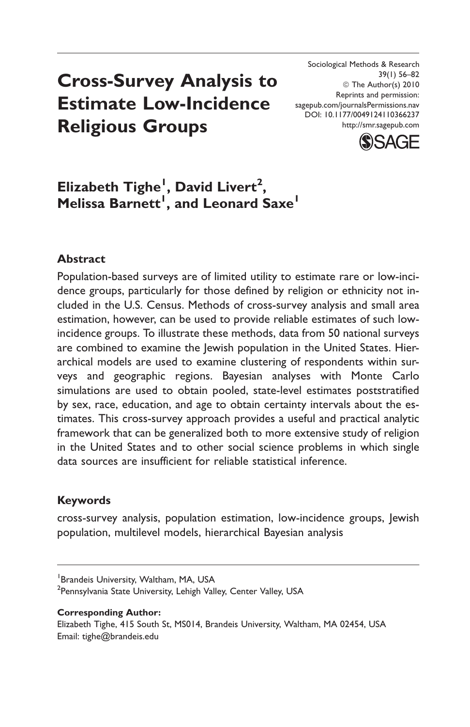# Cross-Survey Analysis to Estimate Low-Incidence Religious Groups

**Elizabeth Tighe[1], David Livert[2], Melissa Barnett[1], and Leonard Saxe[1]**

## Abstract

Population-based surveys are of limited utility to estimate rare or low-incidence groups, particularly for those defined by religion or ethnicity not included in the U.S. Census. Methods of cross-survey analysis and small area estimation, however, can be used to provide reliable estimates of such low-incidence groups. To illustrate these methods, data from 50 national surveys are combined to examine the Jewish population in the United States. Hierarchical models are used to examine clustering of respondents within surveys and geographic regions. Bayesian analyses with Monte Carlo simulations are used to obtain pooled, state-level estimates poststratified by sex, race, education, and age to obtain certainty intervals about the estimates. This cross-survey approach provides a useful and practical analytic framework that can be generalized both to more extensive study of religion in the United States and to other social science problems in which single data sources are insufficient for reliable statistical inference.

## Keywords

cross-survey analysis, population estimation, low-incidence groups, Jewish population, multilevel models, hierarchical Bayesian analysis

[1]Brandeis University, Waltham, MA, USA
[2]Pennsylvania State University, Lehigh Valley, Center Valley, USA

**Corresponding Author:**
Elizabeth Tighe, 415 South St, MS014, Brandeis University, Waltham, MA 02454, USA
Email: tighe@brandeis.edu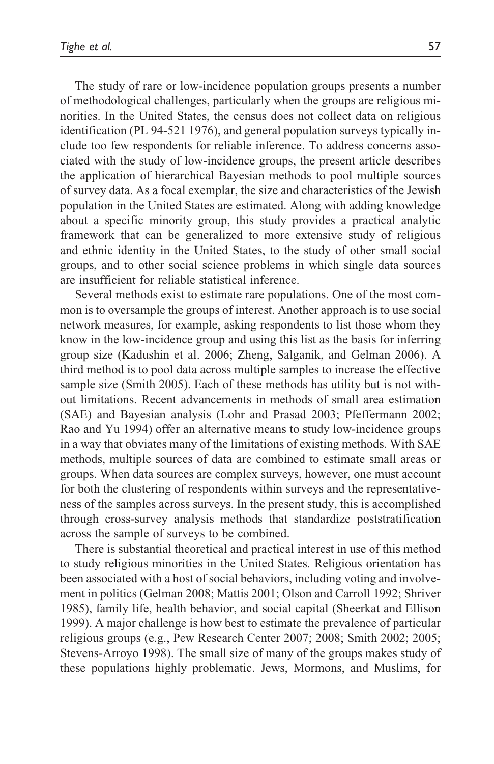The study of rare or low-incidence population groups presents a number of methodological challenges, particularly when the groups are religious minorities. In the United States, the census does not collect data on religious identification (PL 94-521 1976), and general population surveys typically include too few respondents for reliable inference. To address concerns associated with the study of low-incidence groups, the present article describes the application of hierarchical Bayesian methods to pool multiple sources of survey data. As a focal exemplar, the size and characteristics of the Jewish population in the United States are estimated. Along with adding knowledge about a specific minority group, this study provides a practical analytic framework that can be generalized to more extensive study of religious and ethnic identity in the United States, to the study of other small social groups, and to other social science problems in which single data sources are insufficient for reliable statistical inference.

Several methods exist to estimate rare populations. One of the most common is to oversample the groups of interest. Another approach is to use social network measures, for example, asking respondents to list those whom they know in the low-incidence group and using this list as the basis for inferring group size (Kadushin et al. 2006; Zheng, Salganik, and Gelman 2006). A third method is to pool data across multiple samples to increase the effective sample size (Smith 2005). Each of these methods has utility but is not without limitations. Recent advancements in methods of small area estimation (SAE) and Bayesian analysis (Lohr and Prasad 2003; Pfeffermann 2002; Rao and Yu 1994) offer an alternative means to study low-incidence groups in a way that obviates many of the limitations of existing methods. With SAE methods, multiple sources of data are combined to estimate small areas or groups. When data sources are complex surveys, however, one must account for both the clustering of respondents within surveys and the representativeness of the samples across surveys. In the present study, this is accomplished through cross-survey analysis methods that standardize poststratification across the sample of surveys to be combined.

There is substantial theoretical and practical interest in use of this method to study religious minorities in the United States. Religious orientation has been associated with a host of social behaviors, including voting and involvement in politics (Gelman 2008; Mattis 2001; Olson and Carroll 1992; Shriver 1985), family life, health behavior, and social capital (Sheerkat and Ellison 1999). A major challenge is how best to estimate the prevalence of particular religious groups (e.g., Pew Research Center 2007; 2008; Smith 2002; 2005; Stevens-Arroyo 1998). The small size of many of the groups makes study of these populations highly problematic. Jews, Mormons, and Muslims, for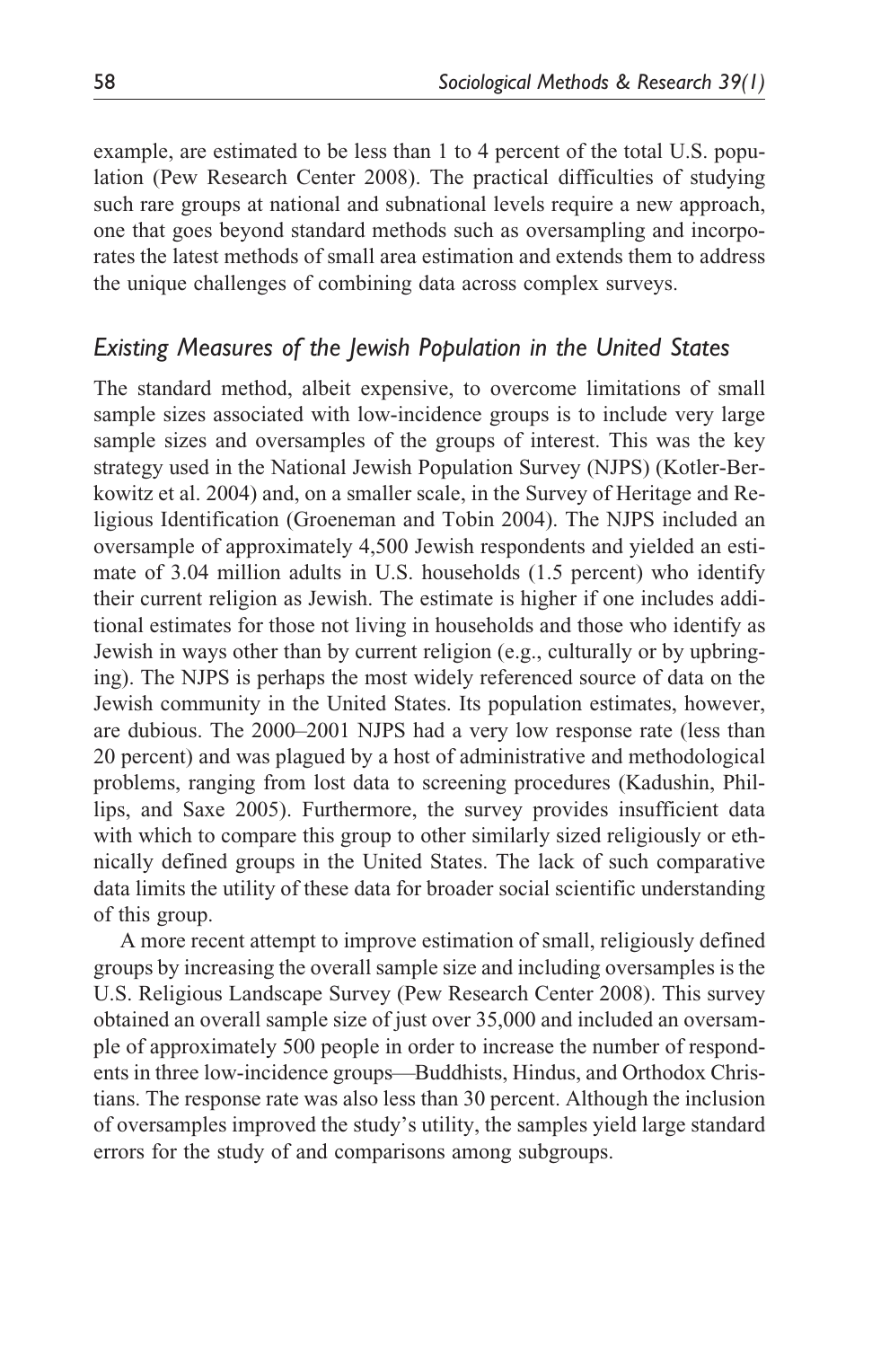example, are estimated to be less than 1 to 4 percent of the total U.S. population (Pew Research Center 2008). The practical difficulties of studying such rare groups at national and subnational levels require a new approach, one that goes beyond standard methods such as oversampling and incorporates the latest methods of small area estimation and extends them to address the unique challenges of combining data across complex surveys.

## *Existing Measures of the Jewish Population in the United States*

The standard method, albeit expensive, to overcome limitations of small sample sizes associated with low-incidence groups is to include very large sample sizes and oversamples of the groups of interest. This was the key strategy used in the National Jewish Population Survey (NJPS) (Kotler-Berkowitz et al. 2004) and, on a smaller scale, in the Survey of Heritage and Religious Identification (Groeneman and Tobin 2004). The NJPS included an oversample of approximately 4,500 Jewish respondents and yielded an estimate of 3.04 million adults in U.S. households (1.5 percent) who identify their current religion as Jewish. The estimate is higher if one includes additional estimates for those not living in households and those who identify as Jewish in ways other than by current religion (e.g., culturally or by upbringing). The NJPS is perhaps the most widely referenced source of data on the Jewish community in the United States. Its population estimates, however, are dubious. The 2000–2001 NJPS had a very low response rate (less than 20 percent) and was plagued by a host of administrative and methodological problems, ranging from lost data to screening procedures (Kadushin, Phillips, and Saxe 2005). Furthermore, the survey provides insufficient data with which to compare this group to other similarly sized religiously or ethnically defined groups in the United States. The lack of such comparative data limits the utility of these data for broader social scientific understanding of this group.

A more recent attempt to improve estimation of small, religiously defined groups by increasing the overall sample size and including oversamples is the U.S. Religious Landscape Survey (Pew Research Center 2008). This survey obtained an overall sample size of just over 35,000 and included an oversample of approximately 500 people in order to increase the number of respondents in three low-incidence groups—Buddhists, Hindus, and Orthodox Christians. The response rate was also less than 30 percent. Although the inclusion of oversamples improved the study's utility, the samples yield large standard errors for the study of and comparisons among subgroups.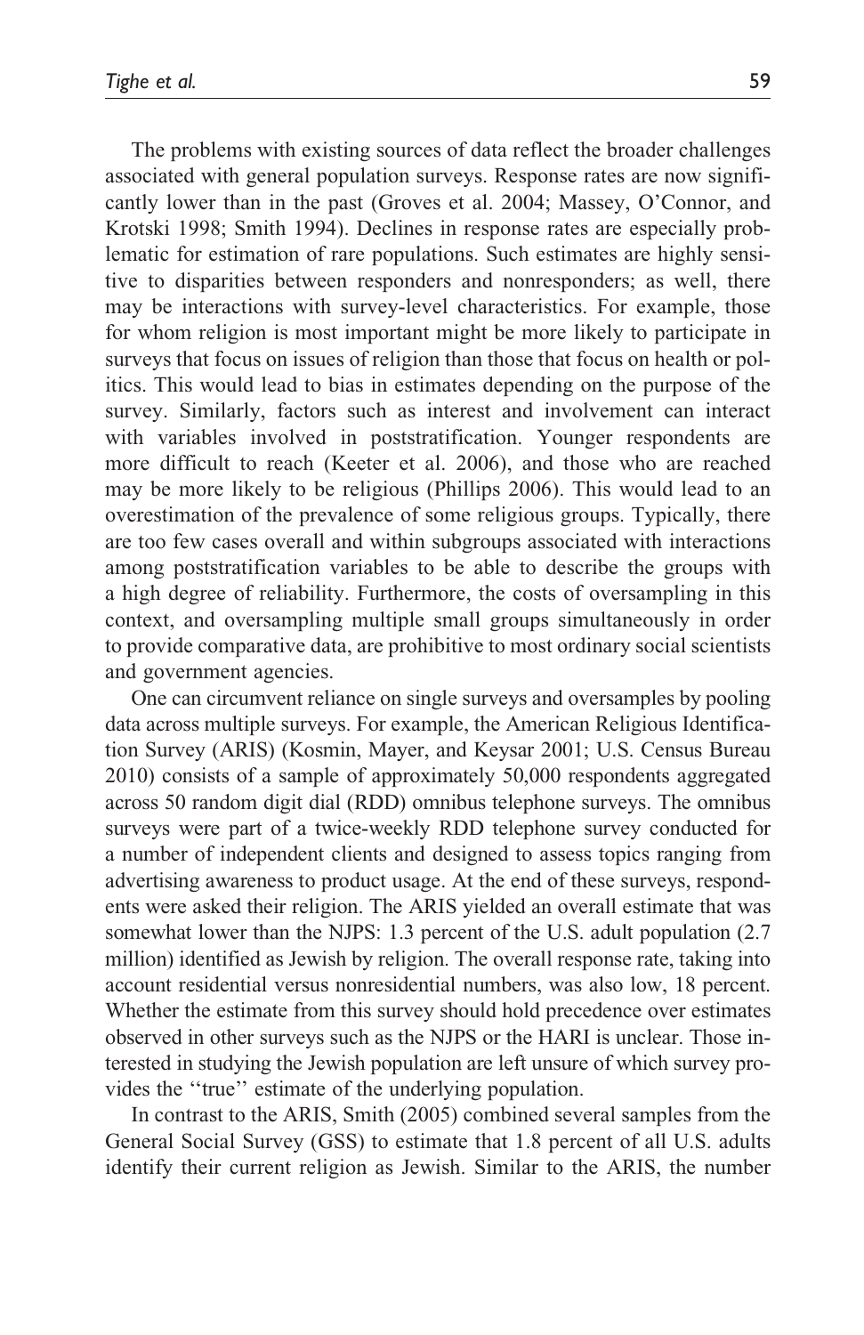The problems with existing sources of data reflect the broader challenges associated with general population surveys. Response rates are now significantly lower than in the past (Groves et al. 2004; Massey, O'Connor, and Krotski 1998; Smith 1994). Declines in response rates are especially problematic for estimation of rare populations. Such estimates are highly sensitive to disparities between responders and nonresponders; as well, there may be interactions with survey-level characteristics. For example, those for whom religion is most important might be more likely to participate in surveys that focus on issues of religion than those that focus on health or politics. This would lead to bias in estimates depending on the purpose of the survey. Similarly, factors such as interest and involvement can interact with variables involved in poststratification. Younger respondents are more difficult to reach (Keeter et al. 2006), and those who are reached may be more likely to be religious (Phillips 2006). This would lead to an overestimation of the prevalence of some religious groups. Typically, there are too few cases overall and within subgroups associated with interactions among poststratification variables to be able to describe the groups with a high degree of reliability. Furthermore, the costs of oversampling in this context, and oversampling multiple small groups simultaneously in order to provide comparative data, are prohibitive to most ordinary social scientists and government agencies.

One can circumvent reliance on single surveys and oversamples by pooling data across multiple surveys. For example, the American Religious Identification Survey (ARIS) (Kosmin, Mayer, and Keysar 2001; U.S. Census Bureau 2010) consists of a sample of approximately 50,000 respondents aggregated across 50 random digit dial (RDD) omnibus telephone surveys. The omnibus surveys were part of a twice-weekly RDD telephone survey conducted for a number of independent clients and designed to assess topics ranging from advertising awareness to product usage. At the end of these surveys, respondents were asked their religion. The ARIS yielded an overall estimate that was somewhat lower than the NJPS: 1.3 percent of the U.S. adult population (2.7 million) identified as Jewish by religion. The overall response rate, taking into account residential versus nonresidential numbers, was also low, 18 percent. Whether the estimate from this survey should hold precedence over estimates observed in other surveys such as the NJPS or the HARI is unclear. Those interested in studying the Jewish population are left unsure of which survey provides the ''true'' estimate of the underlying population.

In contrast to the ARIS, Smith (2005) combined several samples from the General Social Survey (GSS) to estimate that 1.8 percent of all U.S. adults identify their current religion as Jewish. Similar to the ARIS, the number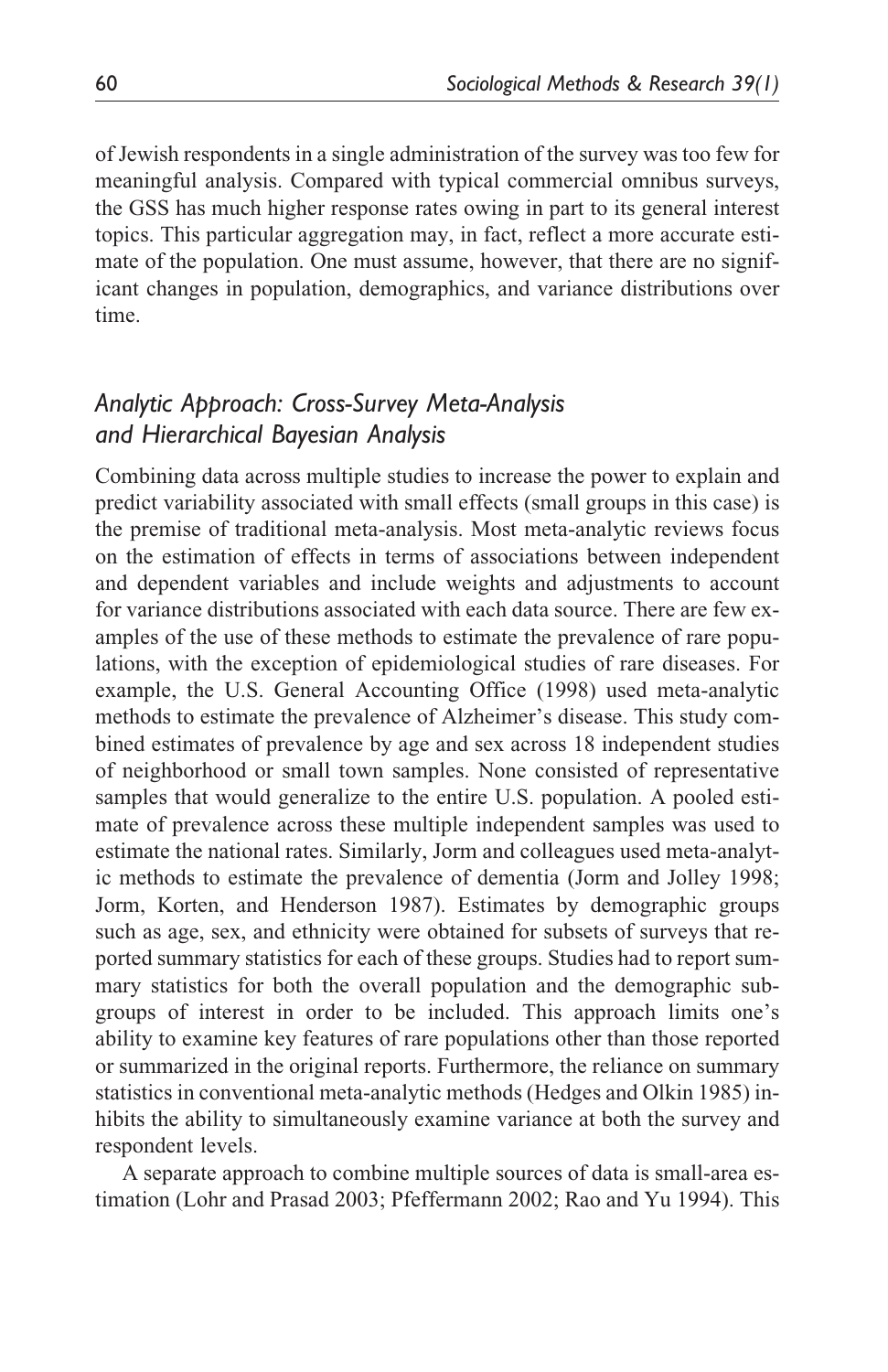of Jewish respondents in a single administration of the survey was too few for meaningful analysis. Compared with typical commercial omnibus surveys, the GSS has much higher response rates owing in part to its general interest topics. This particular aggregation may, in fact, reflect a more accurate estimate of the population. One must assume, however, that there are no significant changes in population, demographics, and variance distributions over time.

### *Analytic Approach: Cross-Survey Meta-Analysis and Hierarchical Bayesian Analysis*

Combining data across multiple studies to increase the power to explain and predict variability associated with small effects (small groups in this case) is the premise of traditional meta-analysis. Most meta-analytic reviews focus on the estimation of effects in terms of associations between independent and dependent variables and include weights and adjustments to account for variance distributions associated with each data source. There are few examples of the use of these methods to estimate the prevalence of rare populations, with the exception of epidemiological studies of rare diseases. For example, the U.S. General Accounting Office (1998) used meta-analytic methods to estimate the prevalence of Alzheimer's disease. This study combined estimates of prevalence by age and sex across 18 independent studies of neighborhood or small town samples. None consisted of representative samples that would generalize to the entire U.S. population. A pooled estimate of prevalence across these multiple independent samples was used to estimate the national rates. Similarly, Jorm and colleagues used meta-analytic methods to estimate the prevalence of dementia (Jorm and Jolley 1998; Jorm, Korten, and Henderson 1987). Estimates by demographic groups such as age, sex, and ethnicity were obtained for subsets of surveys that reported summary statistics for each of these groups. Studies had to report summary statistics for both the overall population and the demographic subgroups of interest in order to be included. This approach limits one's ability to examine key features of rare populations other than those reported or summarized in the original reports. Furthermore, the reliance on summary statistics in conventional meta-analytic methods (Hedges and Olkin 1985) inhibits the ability to simultaneously examine variance at both the survey and respondent levels.

A separate approach to combine multiple sources of data is small-area estimation (Lohr and Prasad 2003; Pfeffermann 2002; Rao and Yu 1994). This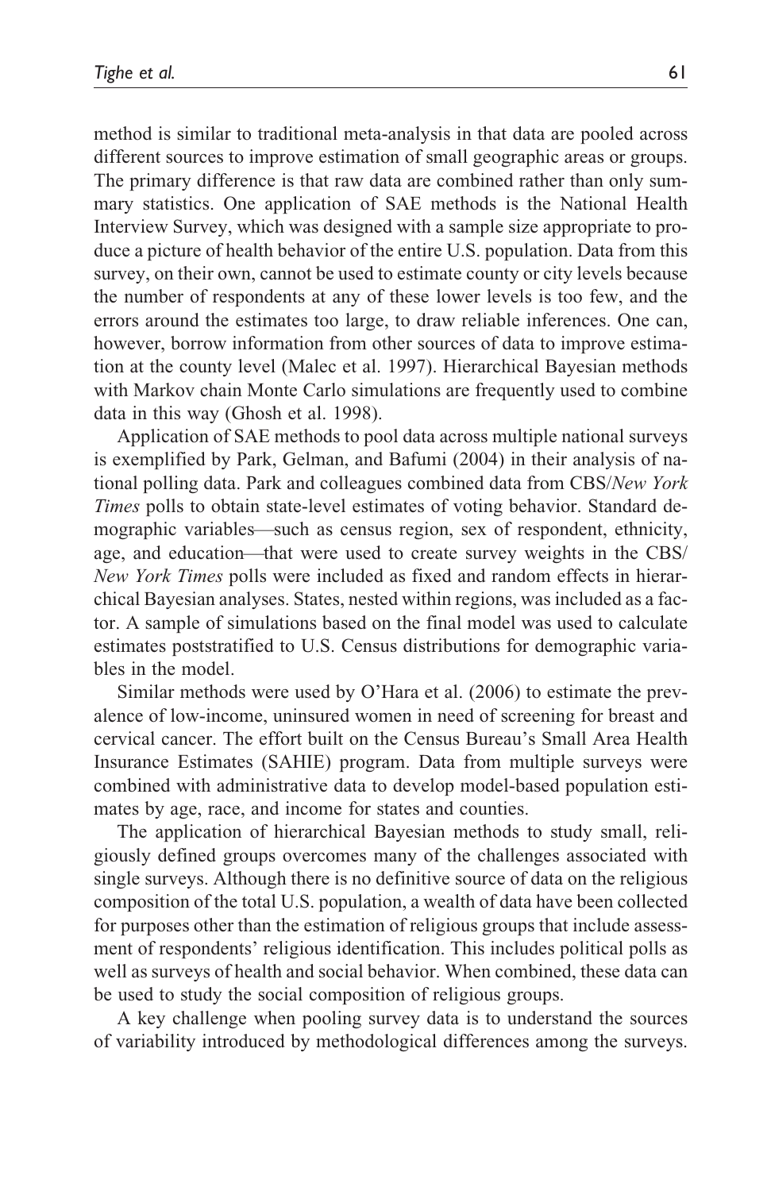method is similar to traditional meta-analysis in that data are pooled across different sources to improve estimation of small geographic areas or groups. The primary difference is that raw data are combined rather than only summary statistics. One application of SAE methods is the National Health Interview Survey, which was designed with a sample size appropriate to produce a picture of health behavior of the entire U.S. population. Data from this survey, on their own, cannot be used to estimate county or city levels because the number of respondents at any of these lower levels is too few, and the errors around the estimates too large, to draw reliable inferences. One can, however, borrow information from other sources of data to improve estimation at the county level (Malec et al. 1997). Hierarchical Bayesian methods with Markov chain Monte Carlo simulations are frequently used to combine data in this way (Ghosh et al. 1998).

Application of SAE methods to pool data across multiple national surveys is exemplified by Park, Gelman, and Bafumi (2004) in their analysis of national polling data. Park and colleagues combined data from CBS/*New York Times* polls to obtain state-level estimates of voting behavior. Standard demographic variables—such as census region, sex of respondent, ethnicity, age, and education—that were used to create survey weights in the CBS/*New York Times* polls were included as fixed and random effects in hierarchical Bayesian analyses. States, nested within regions, was included as a factor. A sample of simulations based on the final model was used to calculate estimates poststratified to U.S. Census distributions for demographic variables in the model.

Similar methods were used by O'Hara et al. (2006) to estimate the prevalence of low-income, uninsured women in need of screening for breast and cervical cancer. The effort built on the Census Bureau's Small Area Health Insurance Estimates (SAHIE) program. Data from multiple surveys were combined with administrative data to develop model-based population estimates by age, race, and income for states and counties.

The application of hierarchical Bayesian methods to study small, religiously defined groups overcomes many of the challenges associated with single surveys. Although there is no definitive source of data on the religious composition of the total U.S. population, a wealth of data have been collected for purposes other than the estimation of religious groups that include assessment of respondents' religious identification. This includes political polls as well as surveys of health and social behavior. When combined, these data can be used to study the social composition of religious groups.

A key challenge when pooling survey data is to understand the sources of variability introduced by methodological differences among the surveys.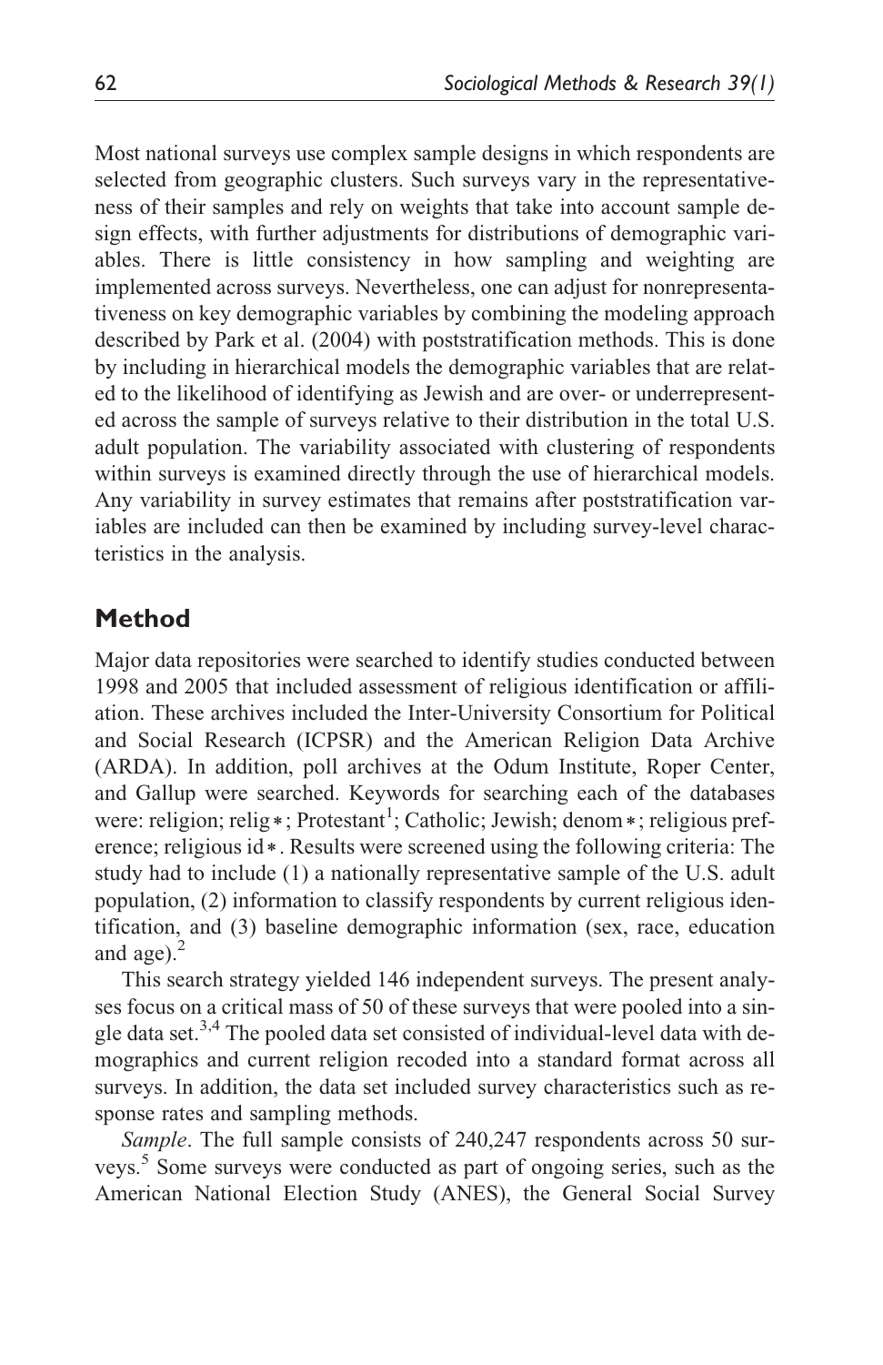Most national surveys use complex sample designs in which respondents are selected from geographic clusters. Such surveys vary in the representativeness of their samples and rely on weights that take into account sample design effects, with further adjustments for distributions of demographic variables. There is little consistency in how sampling and weighting are implemented across surveys. Nevertheless, one can adjust for nonrepresentativeness on key demographic variables by combining the modeling approach described by Park et al. (2004) with poststratification methods. This is done by including in hierarchical models the demographic variables that are related to the likelihood of identifying as Jewish and are over- or underrepresented across the sample of surveys relative to their distribution in the total U.S. adult population. The variability associated with clustering of respondents within surveys is examined directly through the use of hierarchical models. Any variability in survey estimates that remains after poststratification variables are included can then be examined by including survey-level characteristics in the analysis.

## Method

Major data repositories were searched to identify studies conducted between 1998 and 2005 that included assessment of religious identification or affiliation. These archives included the Inter-University Consortium for Political and Social Research (ICPSR) and the American Religion Data Archive (ARDA). In addition, poll archives at the Odum Institute, Roper Center, and Gallup were searched. Keywords for searching each of the databases were: religion; relig*; Protestant[1]; Catholic; Jewish; denom*; religious preference; religious id*. Results were screened using the following criteria: The study had to include (1) a nationally representative sample of the U.S. adult population, (2) information to classify respondents by current religious identification, and (3) baseline demographic information (sex, race, education and age).[2]

This search strategy yielded 146 independent surveys. The present analyses focus on a critical mass of 50 of these surveys that were pooled into a single data set.[3,4] The pooled data set consisted of individual-level data with demographics and current religion recoded into a standard format across all surveys. In addition, the data set included survey characteristics such as response rates and sampling methods.

*Sample*. The full sample consists of 240,247 respondents across 50 surveys.[5] Some surveys were conducted as part of ongoing series, such as the American National Election Study (ANES), the General Social Survey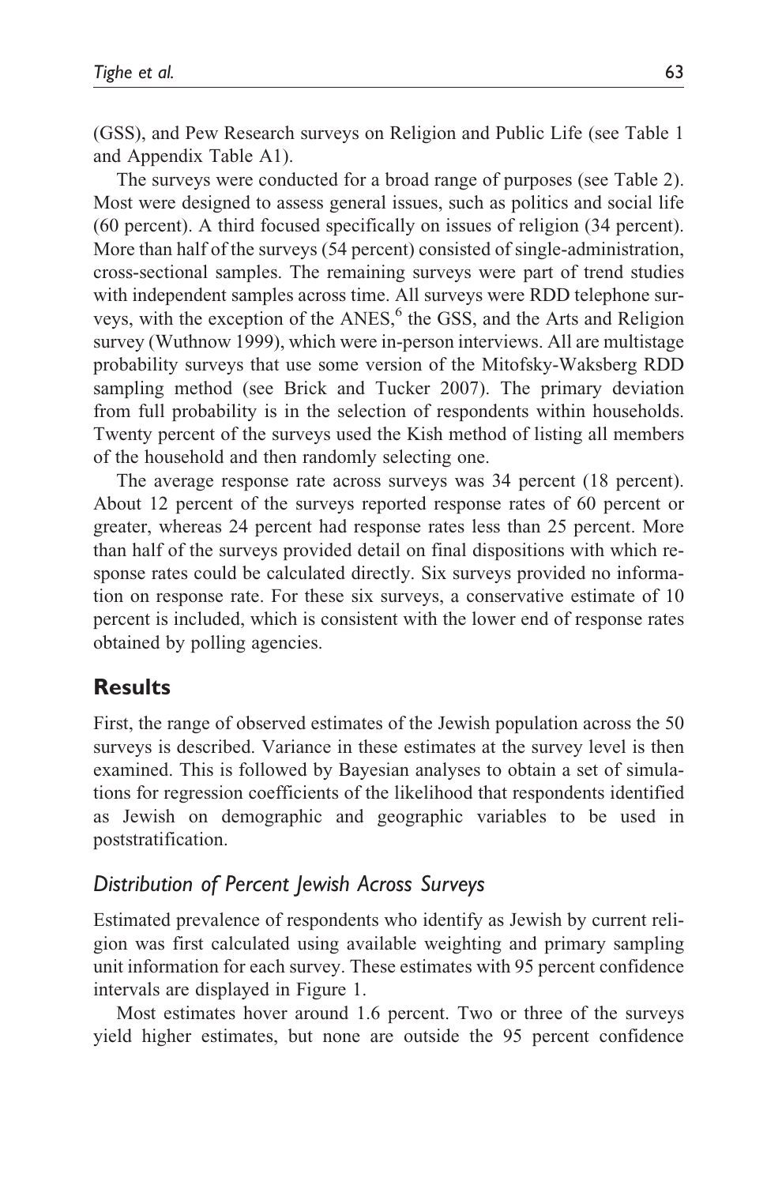(GSS), and Pew Research surveys on Religion and Public Life (see Table 1 and Appendix Table A1).

The surveys were conducted for a broad range of purposes (see Table 2). Most were designed to assess general issues, such as politics and social life (60 percent). A third focused specifically on issues of religion (34 percent). More than half of the surveys (54 percent) consisted of single-administration, cross-sectional samples. The remaining surveys were part of trend studies with independent samples across time. All surveys were RDD telephone surveys, with the exception of the ANES,[6] the GSS, and the Arts and Religion survey (Wuthnow 1999), which were in-person interviews. All are multistage probability surveys that use some version of the Mitofsky-Waksberg RDD sampling method (see Brick and Tucker 2007). The primary deviation from full probability is in the selection of respondents within households. Twenty percent of the surveys used the Kish method of listing all members of the household and then randomly selecting one.

The average response rate across surveys was 34 percent (18 percent). About 12 percent of the surveys reported response rates of 60 percent or greater, whereas 24 percent had response rates less than 25 percent. More than half of the surveys provided detail on final dispositions with which response rates could be calculated directly. Six surveys provided no information on response rate. For these six surveys, a conservative estimate of 10 percent is included, which is consistent with the lower end of response rates obtained by polling agencies.

## Results

First, the range of observed estimates of the Jewish population across the 50 surveys is described. Variance in these estimates at the survey level is then examined. This is followed by Bayesian analyses to obtain a set of simulations for regression coefficients of the likelihood that respondents identified as Jewish on demographic and geographic variables to be used in poststratification.

### *Distribution of Percent Jewish Across Surveys*

Estimated prevalence of respondents who identify as Jewish by current religion was first calculated using available weighting and primary sampling unit information for each survey. These estimates with 95 percent confidence intervals are displayed in Figure 1.

Most estimates hover around 1.6 percent. Two or three of the surveys yield higher estimates, but none are outside the 95 percent confidence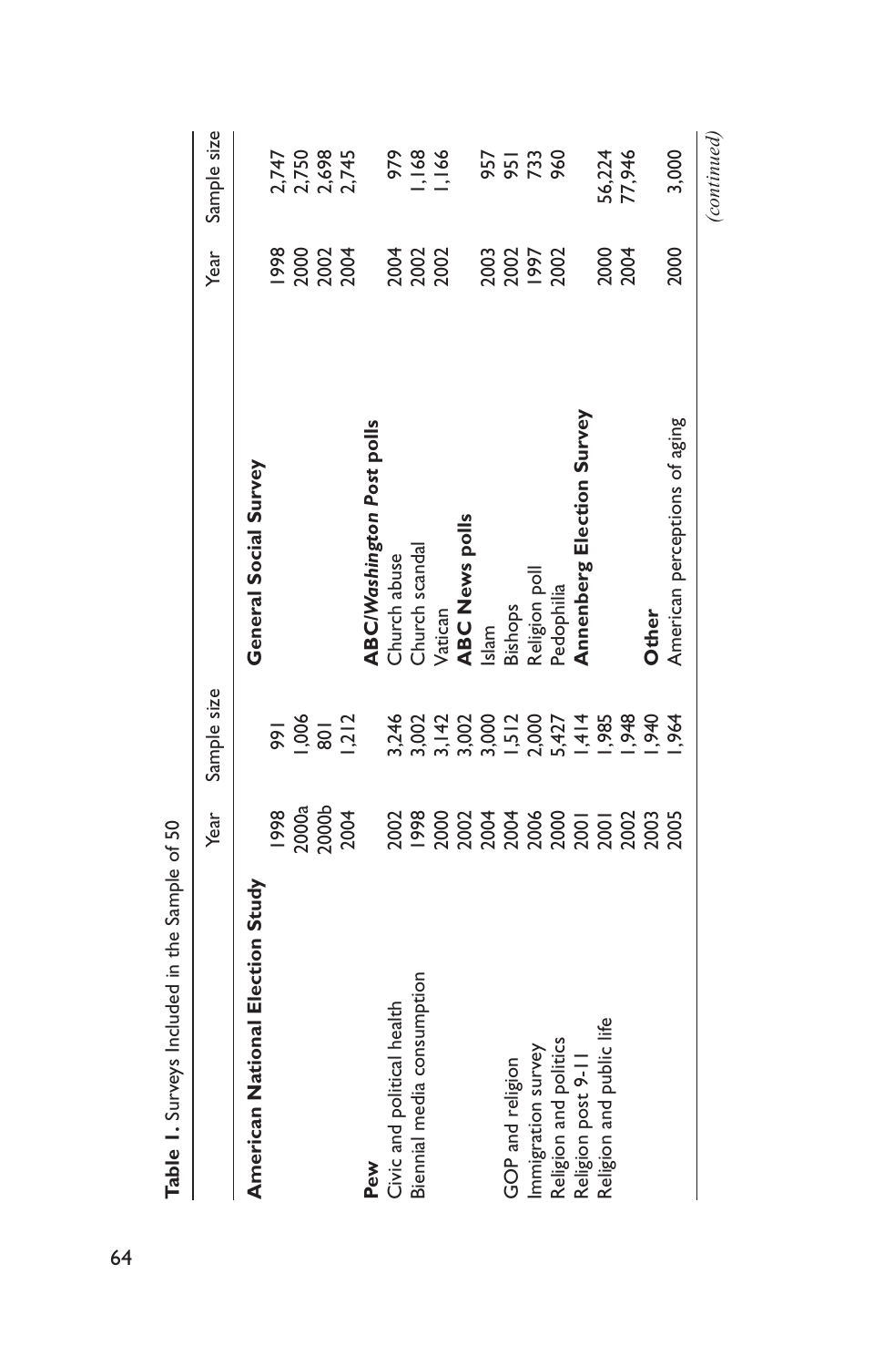**Table 1.** Surveys Included in the Sample of 50

| | Year | Sample size | | Year | Sample size |
|---|---|---|---|---|---|
| **American National Election Study** | | | **General Social Survey** | | |
| | 1998 | 991 | | 1998 | 2,747 |
| | 2000a | 1,006 | | 2000 | 2,750 |
| | 2000b | 801 | | 2002 | 2,698 |
| | 2004 | 1,212 | | 2004 | 2,745 |
| **Pew** | | | ***ABC/Washington Post* polls** | | |
| Civic and political health | 2002 | 3,246 | Church abuse | 2004 | 979 |
| Biennial media consumption | 1998 | 3,002 | Church scandal | 2002 | 1,168 |
| | 2000 | 3,142 | Vatican | 2002 | 1,166 |
| | 2002 | 3,002 | **ABC News polls** | | |
| | 2004 | 3,000 | Islam | 2003 | 957 |
| GOP and religion | 2004 | 1,512 | Bishops | 2002 | 951 |
| Immigration survey | 2006 | 2,000 | Religion poll | 1997 | 733 |
| Religion and politics | 2000 | 5,427 | Pedophilia | 2002 | 960 |
| Religion post 9-11 | 2001 | 1,414 | **Annenberg Election Survey** | | |
| Religion and public life | 2001 | 1,985 | | 2000 | 56,224 |
| | 2002 | 1,948 | | 2004 | 77,946 |
| | 2003 | 1,940 | **Other** | | |
| | 2005 | 1,964 | American perceptions of aging | 2000 | 3,000 |

*(continued)*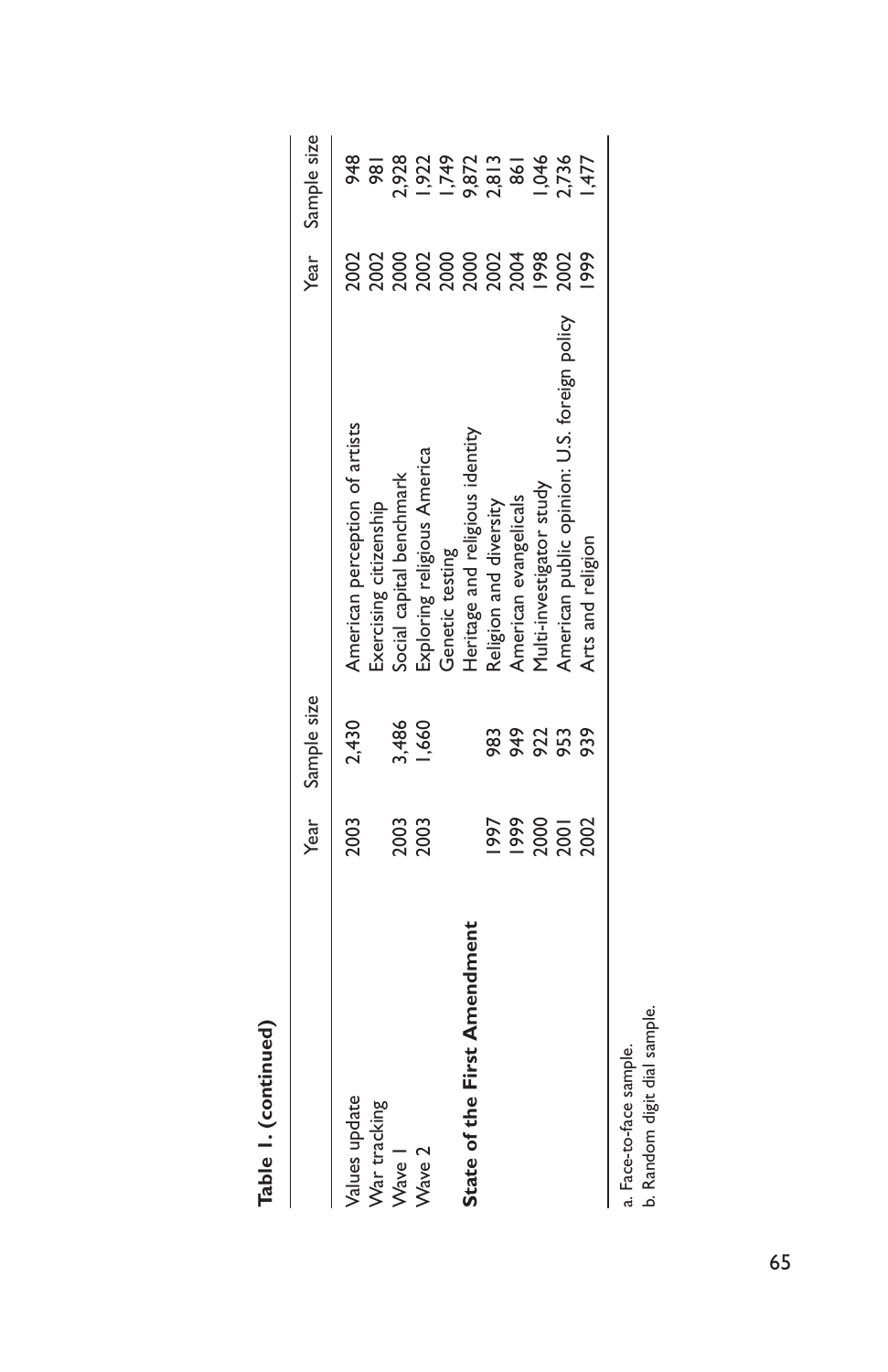**Table 1. (continued)**

| | Year | Sample size | | Year | Sample size |
|---|---|---|---|---|---|
| Values update | 2003 | 2,430 | American perception of artists | 2002 | 948 |
| War tracking | | | Exercising citizenship | 2002 | 981 |
| Wave 1 | 2003 | 3,486 | Social capital benchmark | 2000 | 2,928 |
| Wave 2 | 2003 | 1,660 | Exploring religious America | 2002 | 1,922 |
| **State of the First Amendment** | | | Genetic testing | 2000 | 1,749 |
| | 1997 | 983 | Heritage and religious identity | 2000 | 9,872 |
| | 1999 | 949 | Religion and diversity | 2002 | 2,813 |
| | 2000 | 922 | American evangelicals | 2004 | 861 |
| | 2001 | 953 | Multi-investigator study | 1998 | 1,046 |
| | 2002 | 939 | American public opinion: U.S. foreign policy | 2002 | 2,736 |
| | | | Arts and religion | 1999 | 1,477 |

a. Face-to-face sample.
b. Random digit dial sample.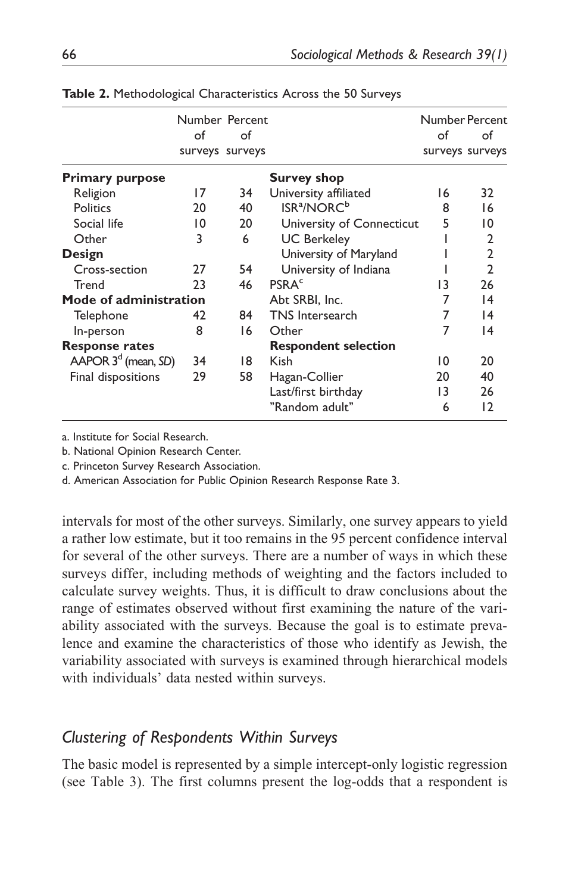**Table 2.** Methodological Characteristics Across the 50 Surveys

| | Number of surveys | Percent of surveys | | Number of surveys | Percent of surveys |
|---|---|---|---|---|---|
| **Primary purpose** | | | **Survey shop** | | |
| Religion | 17 | 34 | University affiliated | 16 | 32 |
| Politics | 20 | 40 | ISR[a]/NORC[b] | 8 | 16 |
| Social life | 10 | 20 | University of Connecticut | 5 | 10 |
| Other | 3 | 6 | UC Berkeley | 1 | 2 |
| **Design** | | | University of Maryland | 1 | 2 |
| Cross-section | 27 | 54 | University of Indiana | 1 | 2 |
| Trend | 23 | 46 | PSRA[c] | 13 | 26 |
| **Mode of administration** | | | Abt SRBI, Inc. | 7 | 14 |
| Telephone | 42 | 84 | TNS Intersearch | 7 | 14 |
| In-person | 8 | 16 | Other | 7 | 14 |
| **Response rates** | | | **Respondent selection** | | |
| AAPOR 3[d] (mean, *SD*) | 34 | 18 | Kish | 10 | 20 |
| Final dispositions | 29 | 58 | Hagan-Collier | 20 | 40 |
| | | | Last/first birthday | 13 | 26 |
| | | | "Random adult" | 6 | 12 |

a. Institute for Social Research.
b. National Opinion Research Center.
c. Princeton Survey Research Association.
d. American Association for Public Opinion Research Response Rate 3.

intervals for most of the other surveys. Similarly, one survey appears to yield a rather low estimate, but it too remains in the 95 percent confidence interval for several of the other surveys. There are a number of ways in which these surveys differ, including methods of weighting and the factors included to calculate survey weights. Thus, it is difficult to draw conclusions about the range of estimates observed without first examining the nature of the variability associated with the surveys. Because the goal is to estimate prevalence and examine the characteristics of those who identify as Jewish, the variability associated with surveys is examined through hierarchical models with individuals' data nested within surveys.

## *Clustering of Respondents Within Surveys*

The basic model is represented by a simple intercept-only logistic regression (see Table 3). The first columns present the log-odds that a respondent is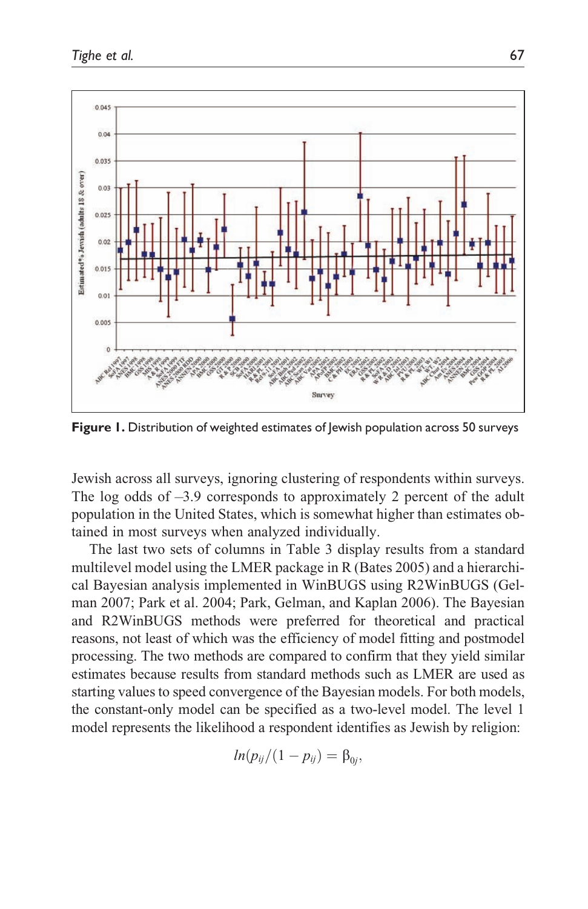**Figure 1.** Distribution of weighted estimates of Jewish population across 50 surveys

Jewish across all surveys, ignoring clustering of respondents within surveys. The log odds of –3.9 corresponds to approximately 2 percent of the adult population in the United States, which is somewhat higher than estimates obtained in most surveys when analyzed individually.

The last two sets of columns in Table 3 display results from a standard multilevel model using the LMER package in R (Bates 2005) and a hierarchical Bayesian analysis implemented in WinBUGS using R2WinBUGS (Gelman 2007; Park et al. 2004; Park, Gelman, and Kaplan 2006). The Bayesian and R2WinBUGS methods were preferred for theoretical and practical reasons, not least of which was the efficiency of model fitting and postmodel processing. The two methods are compared to confirm that they yield similar estimates because results from standard methods such as LMER are used as starting values to speed convergence of the Bayesian models. For both models, the constant-only model can be specified as a two-level model. The level 1 model represents the likelihood a respondent identifies as Jewish by religion:

$$ln(p_{ij}/(1-p_{ij}) = \beta_{0j},$$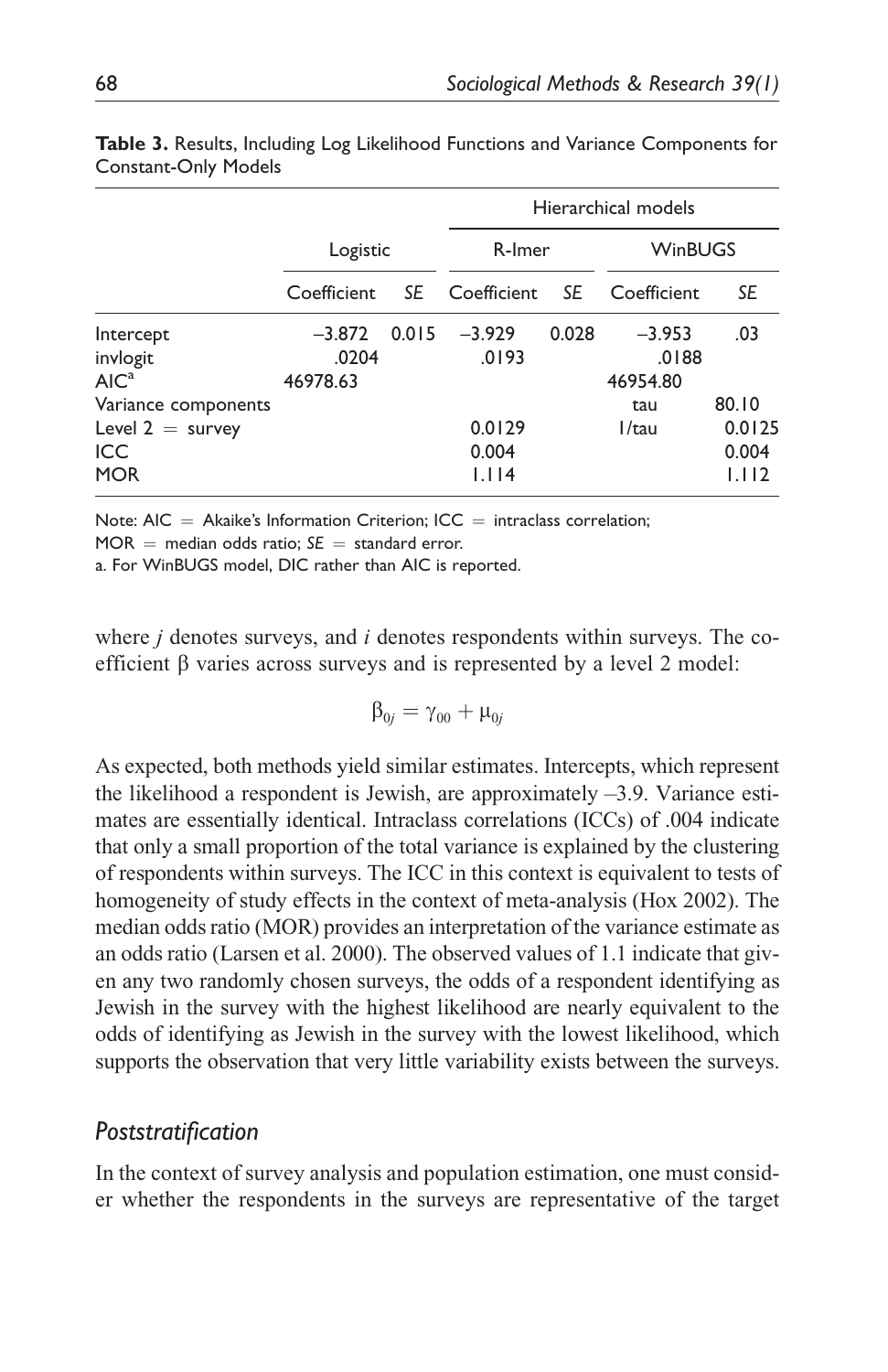**Table 3.** Results, Including Log Likelihood Functions and Variance Components for Constant-Only Models

| | Logistic | | Hierarchical models | | | |
|---|---|---|---|---|---|---|
| | | | R-lmer | | WinBUGS | |
| | Coefficient | *SE* | Coefficient | *SE* | Coefficient | *SE* |
| Intercept | –3.872 | 0.015 | –3.929 | 0.028 | –3.953 | .03 |
| invlogit | .0204 | | .0193 | | .0188 | |
| AIC[a] | 46978.63 | | | | 46954.80 | |
| Variance components | | | | | tau | 80.10 |
| Level 2 = survey | | | 0.0129 | | 1/tau | 0.0125 |
| ICC | | | 0.004 | | | 0.004 |
| MOR | | | 1.114 | | | 1.112 |

Note: AIC = Akaike's Information Criterion; ICC = intraclass correlation; MOR = median odds ratio; *SE* = standard error.
a. For WinBUGS model, DIC rather than AIC is reported.

where $j$ denotes surveys, and $i$ denotes respondents within surveys. The coefficient $\beta$ varies across surveys and is represented by a level 2 model:

$$\beta_{0j} = \gamma_{00} + \mu_{0j}$$

As expected, both methods yield similar estimates. Intercepts, which represent the likelihood a respondent is Jewish, are approximately –3.9. Variance estimates are essentially identical. Intraclass correlations (ICCs) of .004 indicate that only a small proportion of the total variance is explained by the clustering of respondents within surveys. The ICC in this context is equivalent to tests of homogeneity of study effects in the context of meta-analysis (Hox 2002). The median odds ratio (MOR) provides an interpretation of the variance estimate as an odds ratio (Larsen et al. 2000). The observed values of 1.1 indicate that given any two randomly chosen surveys, the odds of a respondent identifying as Jewish in the survey with the highest likelihood are nearly equivalent to the odds of identifying as Jewish in the survey with the lowest likelihood, which supports the observation that very little variability exists between the surveys.

## *Poststratification*

In the context of survey analysis and population estimation, one must consider whether the respondents in the surveys are representative of the target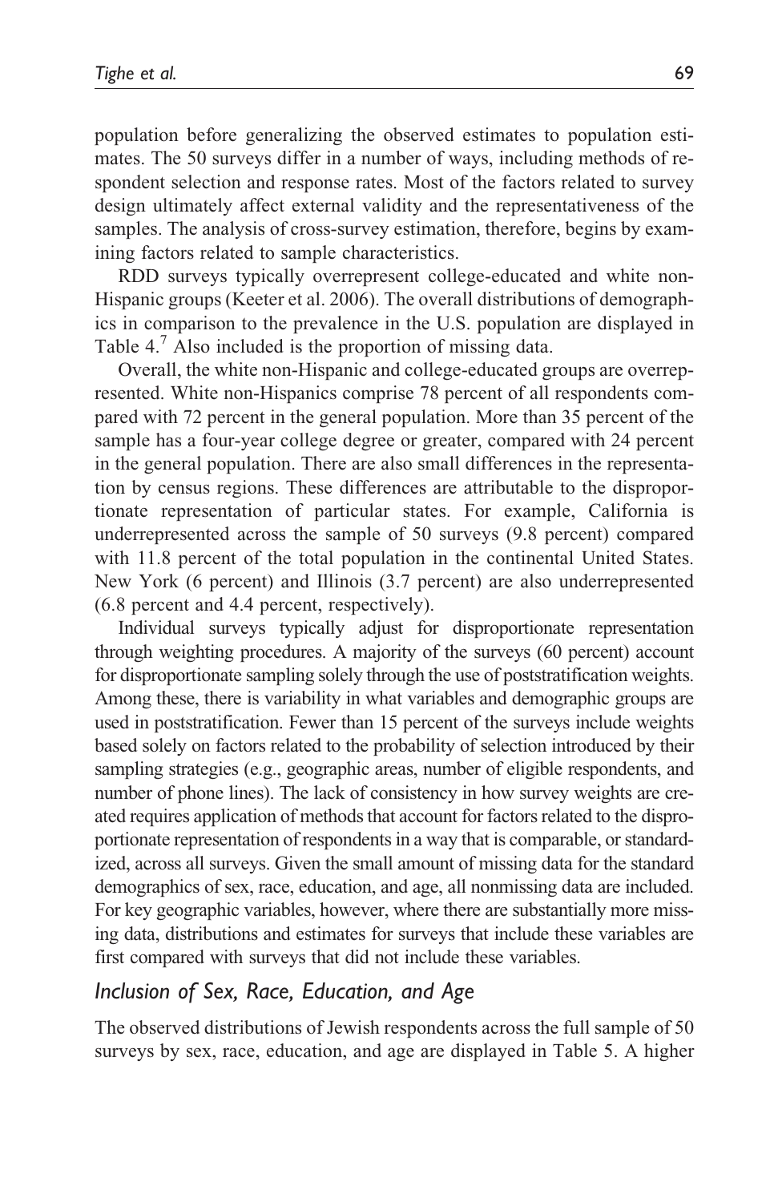population before generalizing the observed estimates to population estimates. The 50 surveys differ in a number of ways, including methods of respondent selection and response rates. Most of the factors related to survey design ultimately affect external validity and the representativeness of the samples. The analysis of cross-survey estimation, therefore, begins by examining factors related to sample characteristics.

RDD surveys typically overrepresent college-educated and white non-Hispanic groups (Keeter et al. 2006). The overall distributions of demographics in comparison to the prevalence in the U.S. population are displayed in Table 4.[7] Also included is the proportion of missing data.

Overall, the white non-Hispanic and college-educated groups are overrepresented. White non-Hispanics comprise 78 percent of all respondents compared with 72 percent in the general population. More than 35 percent of the sample has a four-year college degree or greater, compared with 24 percent in the general population. There are also small differences in the representation by census regions. These differences are attributable to the disproportionate representation of particular states. For example, California is underrepresented across the sample of 50 surveys (9.8 percent) compared with 11.8 percent of the total population in the continental United States. New York (6 percent) and Illinois (3.7 percent) are also underrepresented (6.8 percent and 4.4 percent, respectively).

Individual surveys typically adjust for disproportionate representation through weighting procedures. A majority of the surveys (60 percent) account for disproportionate sampling solely through the use of poststratification weights. Among these, there is variability in what variables and demographic groups are used in poststratification. Fewer than 15 percent of the surveys include weights based solely on factors related to the probability of selection introduced by their sampling strategies (e.g., geographic areas, number of eligible respondents, and number of phone lines). The lack of consistency in how survey weights are created requires application of methods that account for factors related to the disproportionate representation of respondents in a way that is comparable, or standardized, across all surveys. Given the small amount of missing data for the standard demographics of sex, race, education, and age, all nonmissing data are included. For key geographic variables, however, where there are substantially more missing data, distributions and estimates for surveys that include these variables are first compared with surveys that did not include these variables.

### *Inclusion of Sex, Race, Education, and Age*

The observed distributions of Jewish respondents across the full sample of 50 surveys by sex, race, education, and age are displayed in Table 5. A higher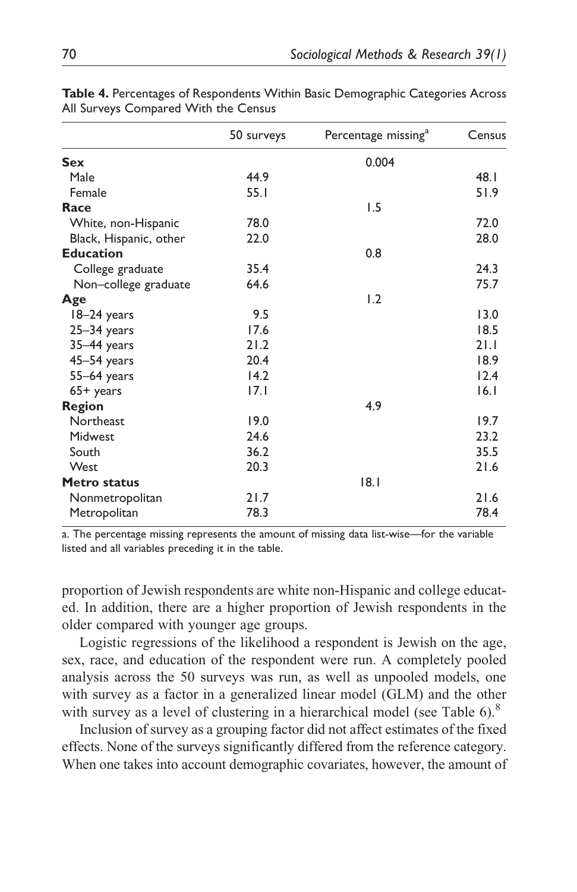**Table 4.** Percentages of Respondents Within Basic Demographic Categories Across All Surveys Compared With the Census

| | 50 surveys | Percentage missing[a] | Census |
|---|---|---|---|
| **Sex** | | 0.004 | |
| Male | 44.9 | | 48.1 |
| Female | 55.1 | | 51.9 |
| **Race** | | 1.5 | |
| White, non-Hispanic | 78.0 | | 72.0 |
| Black, Hispanic, other | 22.0 | | 28.0 |
| **Education** | | 0.8 | |
| College graduate | 35.4 | | 24.3 |
| Non–college graduate | 64.6 | | 75.7 |
| **Age** | | 1.2 | |
| 18–24 years | 9.5 | | 13.0 |
| 25–34 years | 17.6 | | 18.5 |
| 35–44 years | 21.2 | | 21.1 |
| 45–54 years | 20.4 | | 18.9 |
| 55–64 years | 14.2 | | 12.4 |
| 65+ years | 17.1 | | 16.1 |
| **Region** | | 4.9 | |
| Northeast | 19.0 | | 19.7 |
| Midwest | 24.6 | | 23.2 |
| South | 36.2 | | 35.5 |
| West | 20.3 | | 21.6 |
| **Metro status** | | 18.1 | |
| Nonmetropolitan | 21.7 | | 21.6 |
| Metropolitan | 78.3 | | 78.4 |

a. The percentage missing represents the amount of missing data list-wise—for the variable listed and all variables preceding it in the table.

proportion of Jewish respondents are white non-Hispanic and college educated. In addition, there are a higher proportion of Jewish respondents in the older compared with younger age groups.

Logistic regressions of the likelihood a respondent is Jewish on the age, sex, race, and education of the respondent were run. A completely pooled analysis across the 50 surveys was run, as well as unpooled models, one with survey as a factor in a generalized linear model (GLM) and the other with survey as a level of clustering in a hierarchical model (see Table 6).[8]

Inclusion of survey as a grouping factor did not affect estimates of the fixed effects. None of the surveys significantly differed from the reference category. When one takes into account demographic covariates, however, the amount of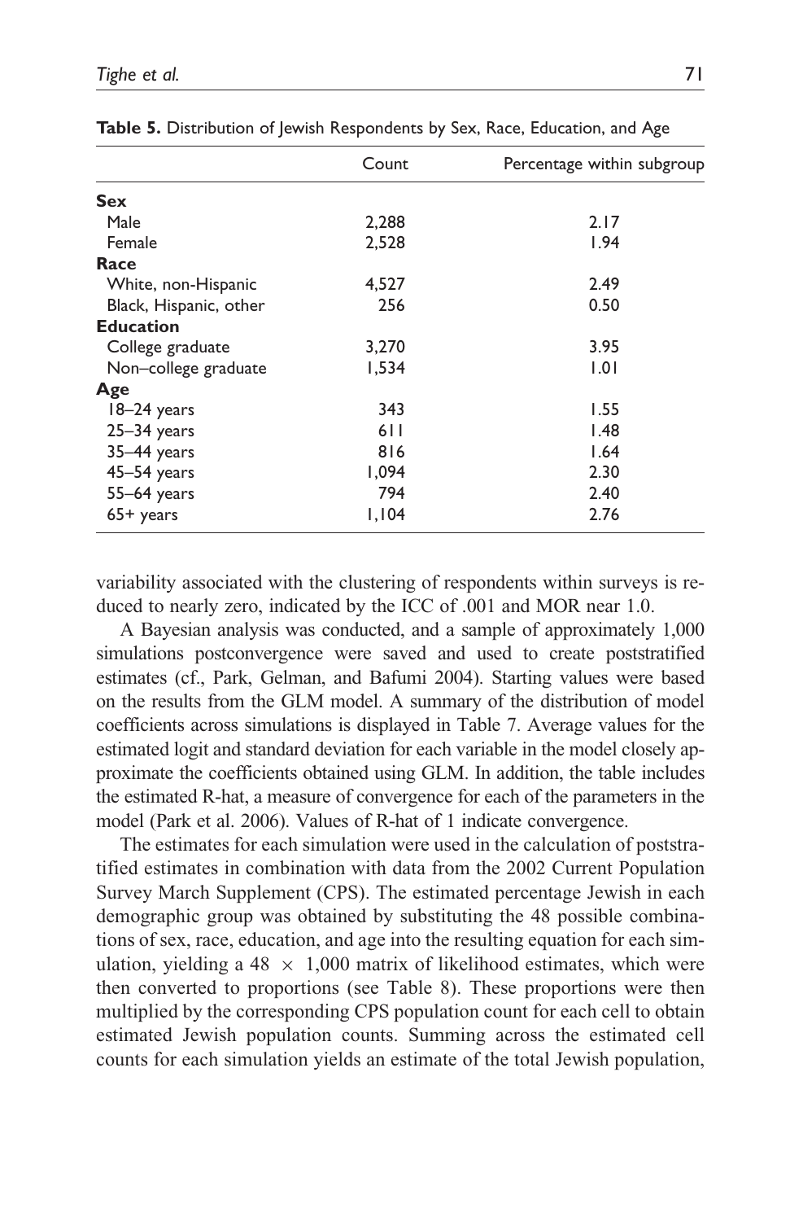**Table 5.** Distribution of Jewish Respondents by Sex, Race, Education, and Age

| | Count | Percentage within subgroup |
|---|---|---|
| **Sex** | | |
| Male | 2,288 | 2.17 |
| Female | 2,528 | 1.94 |
| **Race** | | |
| White, non-Hispanic | 4,527 | 2.49 |
| Black, Hispanic, other | 256 | 0.50 |
| **Education** | | |
| College graduate | 3,270 | 3.95 |
| Non–college graduate | 1,534 | 1.01 |
| **Age** | | |
| 18–24 years | 343 | 1.55 |
| 25–34 years | 611 | 1.48 |
| 35–44 years | 816 | 1.64 |
| 45–54 years | 1,094 | 2.30 |
| 55–64 years | 794 | 2.40 |
| 65+ years | 1,104 | 2.76 |

variability associated with the clustering of respondents within surveys is reduced to nearly zero, indicated by the ICC of .001 and MOR near 1.0.

A Bayesian analysis was conducted, and a sample of approximately 1,000 simulations postconvergence were saved and used to create poststratified estimates (cf., Park, Gelman, and Bafumi 2004). Starting values were based on the results from the GLM model. A summary of the distribution of model coefficients across simulations is displayed in Table 7. Average values for the estimated logit and standard deviation for each variable in the model closely approximate the coefficients obtained using GLM. In addition, the table includes the estimated R-hat, a measure of convergence for each of the parameters in the model (Park et al. 2006). Values of R-hat of 1 indicate convergence.

The estimates for each simulation were used in the calculation of poststratified estimates in combination with data from the 2002 Current Population Survey March Supplement (CPS). The estimated percentage Jewish in each demographic group was obtained by substituting the 48 possible combinations of sex, race, education, and age into the resulting equation for each simulation, yielding a $48 \times 1{,}000$ matrix of likelihood estimates, which were then converted to proportions (see Table 8). These proportions were then multiplied by the corresponding CPS population count for each cell to obtain estimated Jewish population counts. Summing across the estimated cell counts for each simulation yields an estimate of the total Jewish population,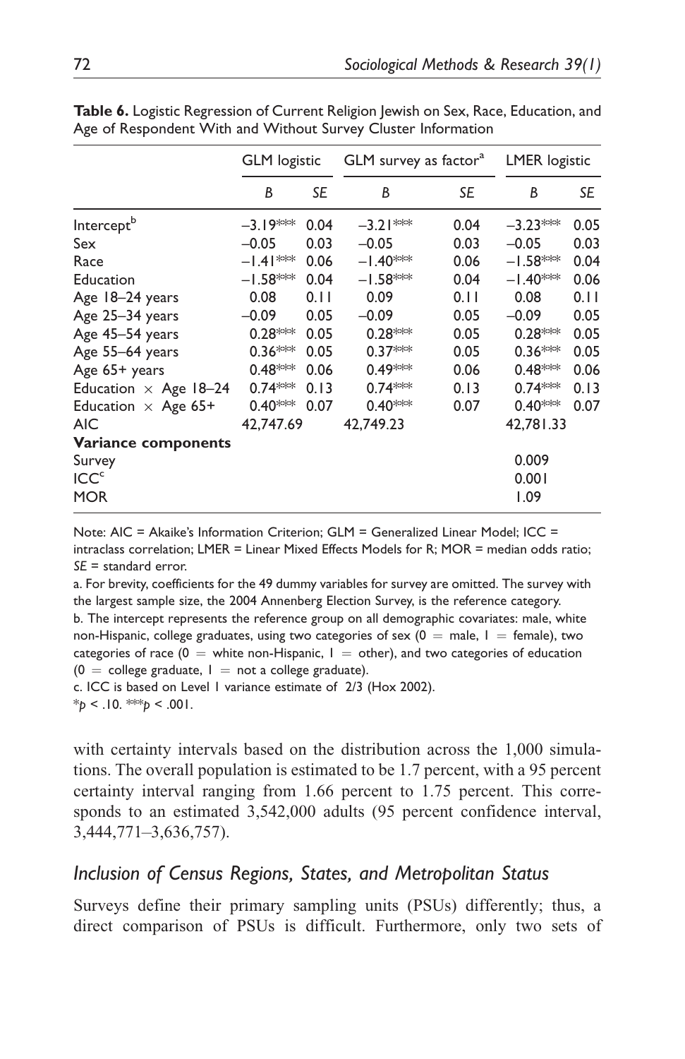**Table 6.** Logistic Regression of Current Religion Jewish on Sex, Race, Education, and Age of Respondent With and Without Survey Cluster Information

| | GLM logistic | | GLM survey as factor[a] | | LMER logistic | |
|---|---|---|---|---|---|---|
| | *B* | *SE* | *B* | *SE* | *B* | *SE* |
| Intercept[b] | –3.19*** | 0.04 | –3.21*** | 0.04 | –3.23*** | 0.05 |
| Sex | –0.05 | 0.03 | –0.05 | 0.03 | –0.05 | 0.03 |
| Race | –1.41*** | 0.06 | –1.40*** | 0.06 | –1.58*** | 0.04 |
| Education | –1.58*** | 0.04 | –1.58*** | 0.04 | –1.40*** | 0.06 |
| Age 18–24 years | 0.08 | 0.11 | 0.09 | 0.11 | 0.08 | 0.11 |
| Age 25–34 years | –0.09 | 0.05 | –0.09 | 0.05 | –0.09 | 0.05 |
| Age 45–54 years | 0.28*** | 0.05 | 0.28*** | 0.05 | 0.28*** | 0.05 |
| Age 55–64 years | 0.36*** | 0.05 | 0.37*** | 0.05 | 0.36*** | 0.05 |
| Age 65+ years | 0.48*** | 0.06 | 0.49*** | 0.06 | 0.48*** | 0.06 |
| Education × Age 18–24 | 0.74*** | 0.13 | 0.74*** | 0.13 | 0.74*** | 0.13 |
| Education × Age 65+ | 0.40*** | 0.07 | 0.40*** | 0.07 | 0.40*** | 0.07 |
| AIC | 42,747.69 | | 42,749.23 | | 42,781.33 | |
| **Variance components** | | | | | | |
| Survey | | | | | 0.009 | |
| ICC[c] | | | | | 0.001 | |
| MOR | | | | | 1.09 | |

Note: AIC = Akaike's Information Criterion; GLM = Generalized Linear Model; ICC = intraclass correlation; LMER = Linear Mixed Effects Models for R; MOR = median odds ratio; *SE* = standard error.

a. For brevity, coefficients for the 49 dummy variables for survey are omitted. The survey with the largest sample size, the 2004 Annenberg Election Survey, is the reference category.

b. The intercept represents the reference group on all demographic covariates: male, white non-Hispanic, college graduates, using two categories of sex (0 = male, 1 = female), two categories of race (0 = white non-Hispanic, 1 = other), and two categories of education (0 = college graduate, 1 = not a college graduate).

c. ICC is based on Level 1 variance estimate of 2/3 (Hox 2002).

*$p < .10$. ***$p < .001$.

with certainty intervals based on the distribution across the 1,000 simulations. The overall population is estimated to be 1.7 percent, with a 95 percent certainty interval ranging from 1.66 percent to 1.75 percent. This corresponds to an estimated 3,542,000 adults (95 percent confidence interval, 3,444,771–3,636,757).

## *Inclusion of Census Regions, States, and Metropolitan Status*

Surveys define their primary sampling units (PSUs) differently; thus, a direct comparison of PSUs is difficult. Furthermore, only two sets of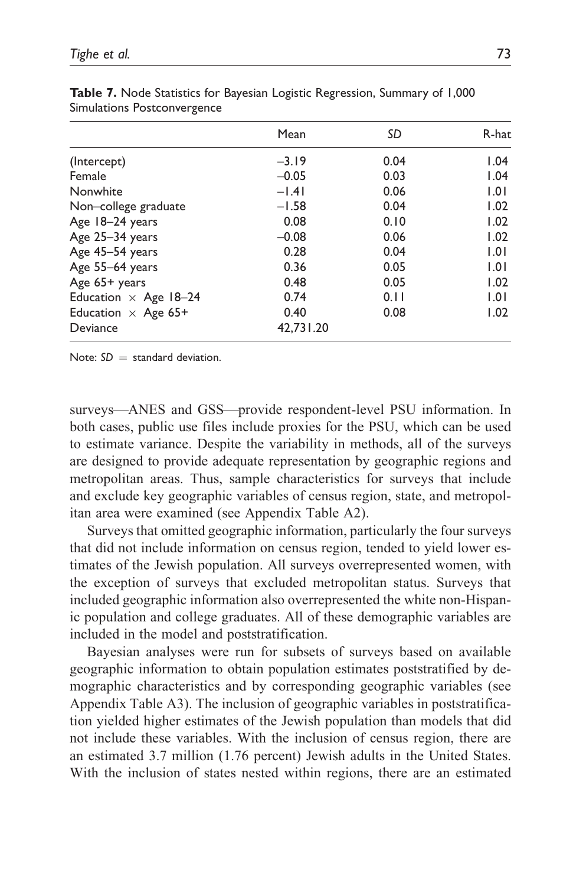**Table 7.** Node Statistics for Bayesian Logistic Regression, Summary of 1,000 Simulations Postconvergence

| | Mean | SD | R-hat |
|---|---|---|---|
| (Intercept) | −3.19 | 0.04 | 1.04 |
| Female | −0.05 | 0.03 | 1.04 |
| Nonwhite | −1.41 | 0.06 | 1.01 |
| Non–college graduate | −1.58 | 0.04 | 1.02 |
| Age 18–24 years | 0.08 | 0.10 | 1.02 |
| Age 25–34 years | −0.08 | 0.06 | 1.02 |
| Age 45–54 years | 0.28 | 0.04 | 1.01 |
| Age 55–64 years | 0.36 | 0.05 | 1.01 |
| Age 65+ years | 0.48 | 0.05 | 1.02 |
| Education × Age 18–24 | 0.74 | 0.11 | 1.01 |
| Education × Age 65+ | 0.40 | 0.08 | 1.02 |
| Deviance | 42,731.20 | | |

Note: *SD* = standard deviation.

surveys—ANES and GSS—provide respondent-level PSU information. In both cases, public use files include proxies for the PSU, which can be used to estimate variance. Despite the variability in methods, all of the surveys are designed to provide adequate representation by geographic regions and metropolitan areas. Thus, sample characteristics for surveys that include and exclude key geographic variables of census region, state, and metropolitan area were examined (see Appendix Table A2).

Surveys that omitted geographic information, particularly the four surveys that did not include information on census region, tended to yield lower estimates of the Jewish population. All surveys overrepresented women, with the exception of surveys that excluded metropolitan status. Surveys that included geographic information also overrepresented the white non-Hispanic population and college graduates. All of these demographic variables are included in the model and poststratification.

Bayesian analyses were run for subsets of surveys based on available geographic information to obtain population estimates poststratified by demographic characteristics and by corresponding geographic variables (see Appendix Table A3). The inclusion of geographic variables in poststratification yielded higher estimates of the Jewish population than models that did not include these variables. With the inclusion of census region, there are an estimated 3.7 million (1.76 percent) Jewish adults in the United States. With the inclusion of states nested within regions, there are an estimated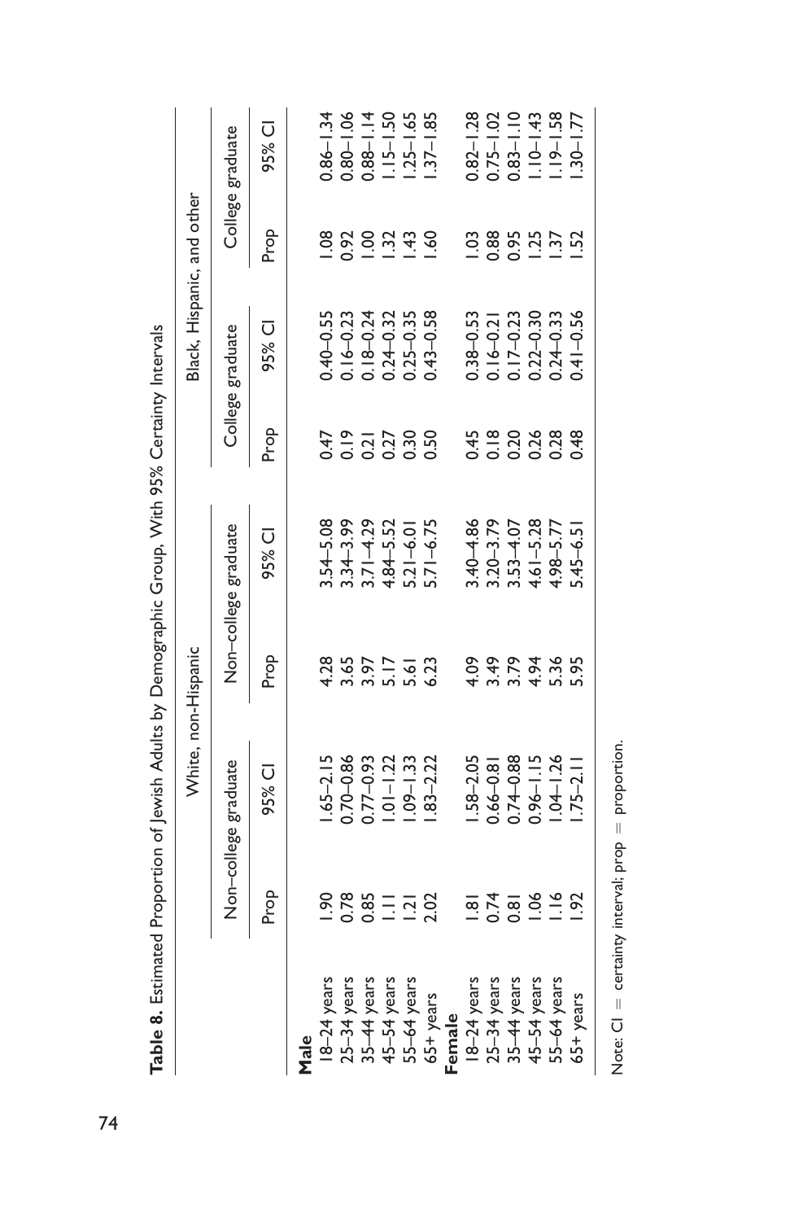**Table 8.** Estimated Proportion of Jewish Adults by Demographic Group, With 95% Certainty Intervals

| | White, non-Hispanic | | | | Black, Hispanic, and other | | | |
|---|---|---|---|---|---|---|---|---|
| | Non–college graduate | | Non–college graduate | | College graduate | | College graduate | |
| | Prop | 95% CI | Prop | 95% CI | Prop | 95% CI | Prop | 95% CI |
| **Male** | | | | | | | | |
| 18–24 years | 1.90 | 1.65–2.15 | 4.28 | 3.54–5.08 | 0.47 | 0.40–0.55 | 1.08 | 0.86–1.34 |
| 25–34 years | 0.78 | 0.70–0.86 | 3.65 | 3.34–3.99 | 0.19 | 0.16–0.23 | 0.92 | 0.80–1.06 |
| 35–44 years | 0.85 | 0.77–0.93 | 3.97 | 3.71–4.29 | 0.21 | 0.18–0.24 | 1.00 | 0.88–1.14 |
| 45–54 years | 1.11 | 1.01–1.22 | 5.17 | 4.84–5.52 | 0.27 | 0.24–0.32 | 1.32 | 1.15–1.50 |
| 55–64 years | 1.21 | 1.09–1.33 | 5.61 | 5.21–6.01 | 0.30 | 0.25–0.35 | 1.43 | 1.25–1.65 |
| 65+ years | 2.02 | 1.83–2.22 | 6.23 | 5.71–6.75 | 0.50 | 0.43–0.58 | 1.60 | 1.37–1.85 |
| **Female** | | | | | | | | |
| 18–24 years | 1.81 | 1.58–2.05 | 4.09 | 3.40–4.86 | 0.45 | 0.38–0.53 | 1.03 | 0.82–1.28 |
| 25–34 years | 0.74 | 0.66–0.81 | 3.49 | 3.20–3.79 | 0.18 | 0.16–0.21 | 0.88 | 0.75–1.02 |
| 35–44 years | 0.81 | 0.74–0.88 | 3.79 | 3.53–4.07 | 0.20 | 0.17–0.23 | 0.95 | 0.83–1.10 |
| 45–54 years | 1.06 | 0.96–1.15 | 4.94 | 4.61–5.28 | 0.26 | 0.22–0.30 | 1.25 | 1.10–1.43 |
| 55–64 years | 1.16 | 1.04–1.26 | 5.36 | 4.98–5.77 | 0.28 | 0.24–0.33 | 1.37 | 1.19–1.58 |
| 65+ years | 1.92 | 1.75–2.11 | 5.95 | 5.45–6.51 | 0.48 | 0.41–0.56 | 1.52 | 1.30–1.77 |

Note: CI = certainty interval; prop = proportion.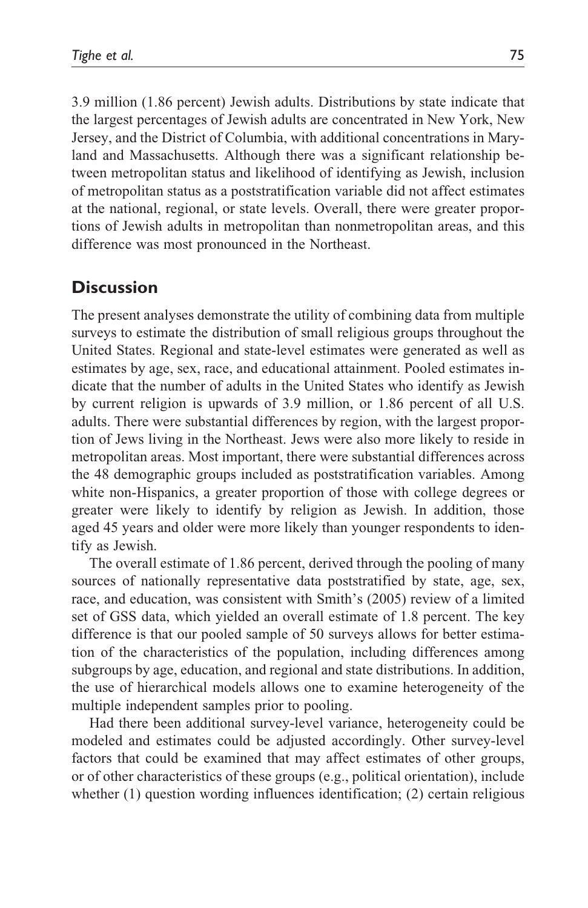3.9 million (1.86 percent) Jewish adults. Distributions by state indicate that the largest percentages of Jewish adults are concentrated in New York, New Jersey, and the District of Columbia, with additional concentrations in Maryland and Massachusetts. Although there was a significant relationship between metropolitan status and likelihood of identifying as Jewish, inclusion of metropolitan status as a poststratification variable did not affect estimates at the national, regional, or state levels. Overall, there were greater proportions of Jewish adults in metropolitan than nonmetropolitan areas, and this difference was most pronounced in the Northeast.

## Discussion

The present analyses demonstrate the utility of combining data from multiple surveys to estimate the distribution of small religious groups throughout the United States. Regional and state-level estimates were generated as well as estimates by age, sex, race, and educational attainment. Pooled estimates indicate that the number of adults in the United States who identify as Jewish by current religion is upwards of 3.9 million, or 1.86 percent of all U.S. adults. There were substantial differences by region, with the largest proportion of Jews living in the Northeast. Jews were also more likely to reside in metropolitan areas. Most important, there were substantial differences across the 48 demographic groups included as poststratification variables. Among white non-Hispanics, a greater proportion of those with college degrees or greater were likely to identify by religion as Jewish. In addition, those aged 45 years and older were more likely than younger respondents to identify as Jewish.

The overall estimate of 1.86 percent, derived through the pooling of many sources of nationally representative data poststratified by state, age, sex, race, and education, was consistent with Smith's (2005) review of a limited set of GSS data, which yielded an overall estimate of 1.8 percent. The key difference is that our pooled sample of 50 surveys allows for better estimation of the characteristics of the population, including differences among subgroups by age, education, and regional and state distributions. In addition, the use of hierarchical models allows one to examine heterogeneity of the multiple independent samples prior to pooling.

Had there been additional survey-level variance, heterogeneity could be modeled and estimates could be adjusted accordingly. Other survey-level factors that could be examined that may affect estimates of other groups, or of other characteristics of these groups (e.g., political orientation), include whether (1) question wording influences identification; (2) certain religious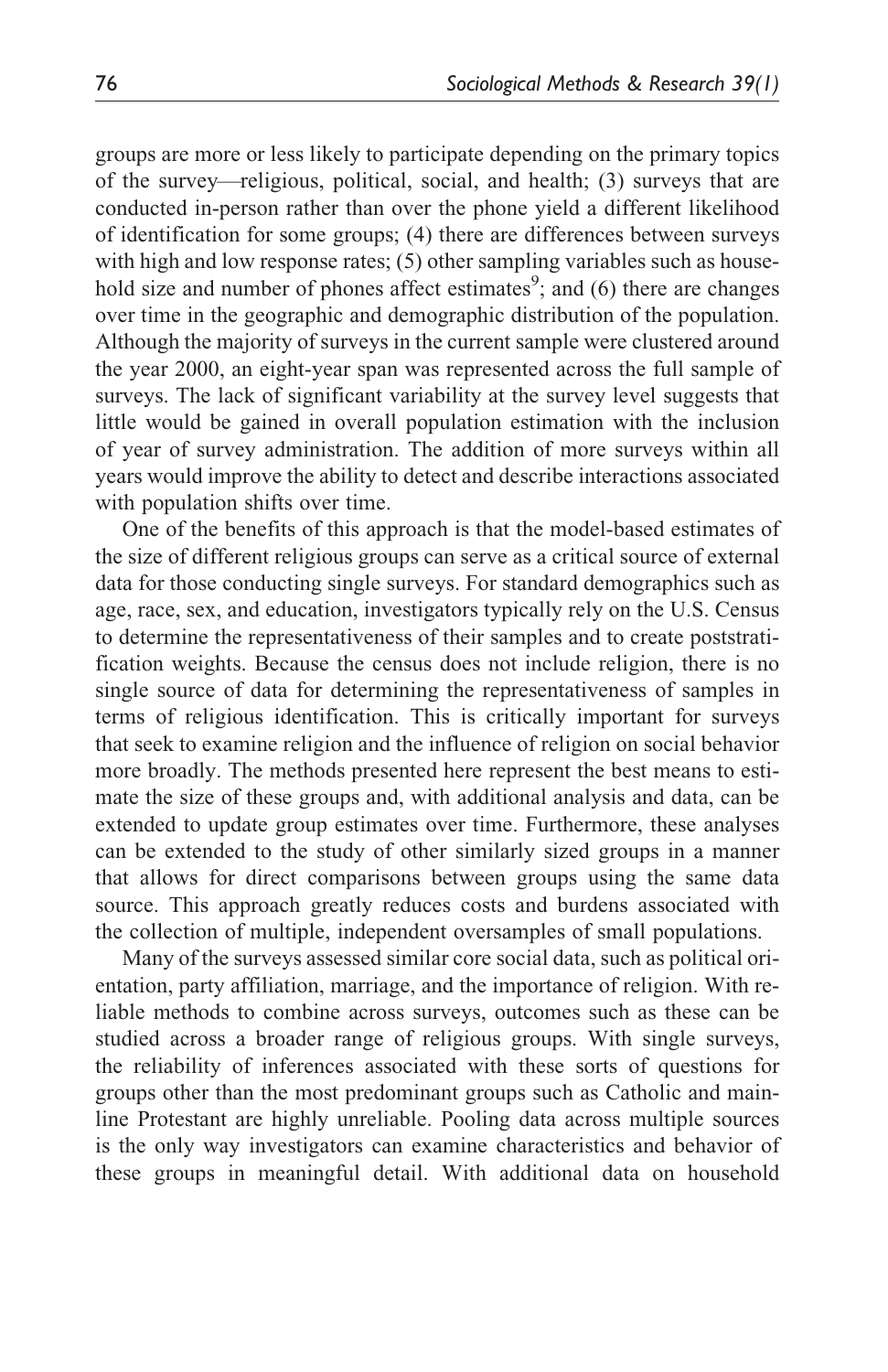groups are more or less likely to participate depending on the primary topics of the survey—religious, political, social, and health; (3) surveys that are conducted in-person rather than over the phone yield a different likelihood of identification for some groups; (4) there are differences between surveys with high and low response rates; (5) other sampling variables such as household size and number of phones affect estimates[9]; and (6) there are changes over time in the geographic and demographic distribution of the population. Although the majority of surveys in the current sample were clustered around the year 2000, an eight-year span was represented across the full sample of surveys. The lack of significant variability at the survey level suggests that little would be gained in overall population estimation with the inclusion of year of survey administration. The addition of more surveys within all years would improve the ability to detect and describe interactions associated with population shifts over time.

One of the benefits of this approach is that the model-based estimates of the size of different religious groups can serve as a critical source of external data for those conducting single surveys. For standard demographics such as age, race, sex, and education, investigators typically rely on the U.S. Census to determine the representativeness of their samples and to create poststratification weights. Because the census does not include religion, there is no single source of data for determining the representativeness of samples in terms of religious identification. This is critically important for surveys that seek to examine religion and the influence of religion on social behavior more broadly. The methods presented here represent the best means to estimate the size of these groups and, with additional analysis and data, can be extended to update group estimates over time. Furthermore, these analyses can be extended to the study of other similarly sized groups in a manner that allows for direct comparisons between groups using the same data source. This approach greatly reduces costs and burdens associated with the collection of multiple, independent oversamples of small populations.

Many of the surveys assessed similar core social data, such as political orientation, party affiliation, marriage, and the importance of religion. With reliable methods to combine across surveys, outcomes such as these can be studied across a broader range of religious groups. With single surveys, the reliability of inferences associated with these sorts of questions for groups other than the most predominant groups such as Catholic and mainline Protestant are highly unreliable. Pooling data across multiple sources is the only way investigators can examine characteristics and behavior of these groups in meaningful detail. With additional data on household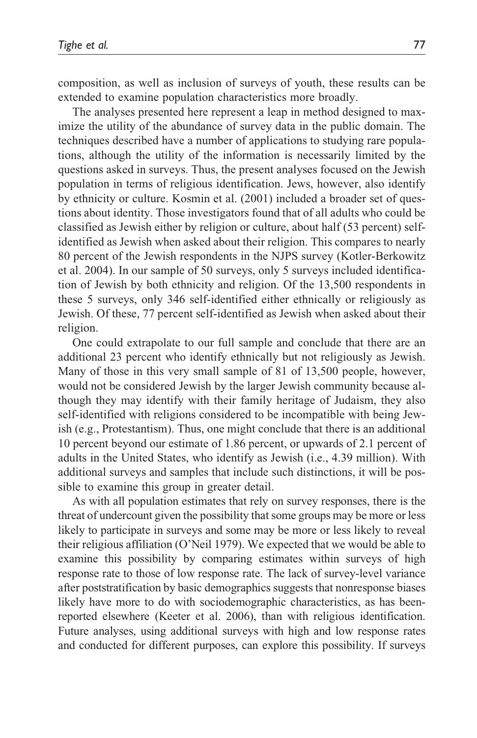composition, as well as inclusion of surveys of youth, these results can be extended to examine population characteristics more broadly.

The analyses presented here represent a leap in method designed to maximize the utility of the abundance of survey data in the public domain. The techniques described have a number of applications to studying rare populations, although the utility of the information is necessarily limited by the questions asked in surveys. Thus, the present analyses focused on the Jewish population in terms of religious identification. Jews, however, also identify by ethnicity or culture. Kosmin et al. (2001) included a broader set of questions about identity. Those investigators found that of all adults who could be classified as Jewish either by religion or culture, about half (53 percent) self-identified as Jewish when asked about their religion. This compares to nearly 80 percent of the Jewish respondents in the NJPS survey (Kotler-Berkowitz et al. 2004). In our sample of 50 surveys, only 5 surveys included identification of Jewish by both ethnicity and religion. Of the 13,500 respondents in these 5 surveys, only 346 self-identified either ethnically or religiously as Jewish. Of these, 77 percent self-identified as Jewish when asked about their religion.

One could extrapolate to our full sample and conclude that there are an additional 23 percent who identify ethnically but not religiously as Jewish. Many of those in this very small sample of 81 of 13,500 people, however, would not be considered Jewish by the larger Jewish community because although they may identify with their family heritage of Judaism, they also self-identified with religions considered to be incompatible with being Jewish (e.g., Protestantism). Thus, one might conclude that there is an additional 10 percent beyond our estimate of 1.86 percent, or upwards of 2.1 percent of adults in the United States, who identify as Jewish (i.e., 4.39 million). With additional surveys and samples that include such distinctions, it will be possible to examine this group in greater detail.

As with all population estimates that rely on survey responses, there is the threat of undercount given the possibility that some groups may be more or less likely to participate in surveys and some may be more or less likely to reveal their religious affiliation (O'Neil 1979). We expected that we would be able to examine this possibility by comparing estimates within surveys of high response rate to those of low response rate. The lack of survey-level variance after poststratification by basic demographics suggests that nonresponse biases likely have more to do with sociodemographic characteristics, as has been-reported elsewhere (Keeter et al. 2006), than with religious identification. Future analyses, using additional surveys with high and low response rates and conducted for different purposes, can explore this possibility. If surveys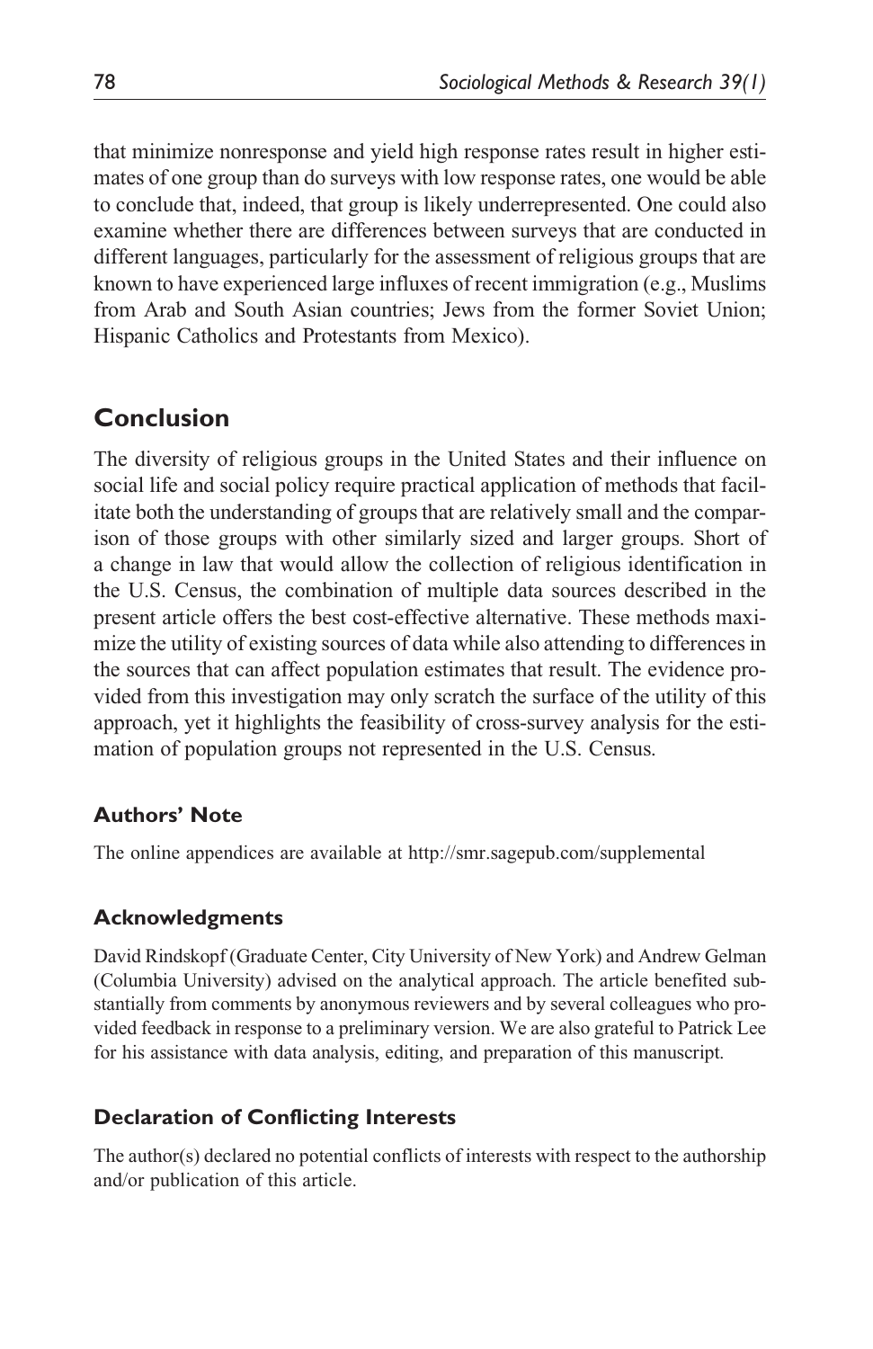that minimize nonresponse and yield high response rates result in higher estimates of one group than do surveys with low response rates, one would be able to conclude that, indeed, that group is likely underrepresented. One could also examine whether there are differences between surveys that are conducted in different languages, particularly for the assessment of religious groups that are known to have experienced large influxes of recent immigration (e.g., Muslims from Arab and South Asian countries; Jews from the former Soviet Union; Hispanic Catholics and Protestants from Mexico).

## Conclusion

The diversity of religious groups in the United States and their influence on social life and social policy require practical application of methods that facilitate both the understanding of groups that are relatively small and the comparison of those groups with other similarly sized and larger groups. Short of a change in law that would allow the collection of religious identification in the U.S. Census, the combination of multiple data sources described in the present article offers the best cost-effective alternative. These methods maximize the utility of existing sources of data while also attending to differences in the sources that can affect population estimates that result. The evidence provided from this investigation may only scratch the surface of the utility of this approach, yet it highlights the feasibility of cross-survey analysis for the estimation of population groups not represented in the U.S. Census.

### Authors' Note

The online appendices are available at http://smr.sagepub.com/supplemental

### Acknowledgments

David Rindskopf (Graduate Center, City University of New York) and Andrew Gelman (Columbia University) advised on the analytical approach. The article benefited substantially from comments by anonymous reviewers and by several colleagues who provided feedback in response to a preliminary version. We are also grateful to Patrick Lee for his assistance with data analysis, editing, and preparation of this manuscript.

### Declaration of Conflicting Interests

The author(s) declared no potential conflicts of interests with respect to the authorship and/or publication of this article.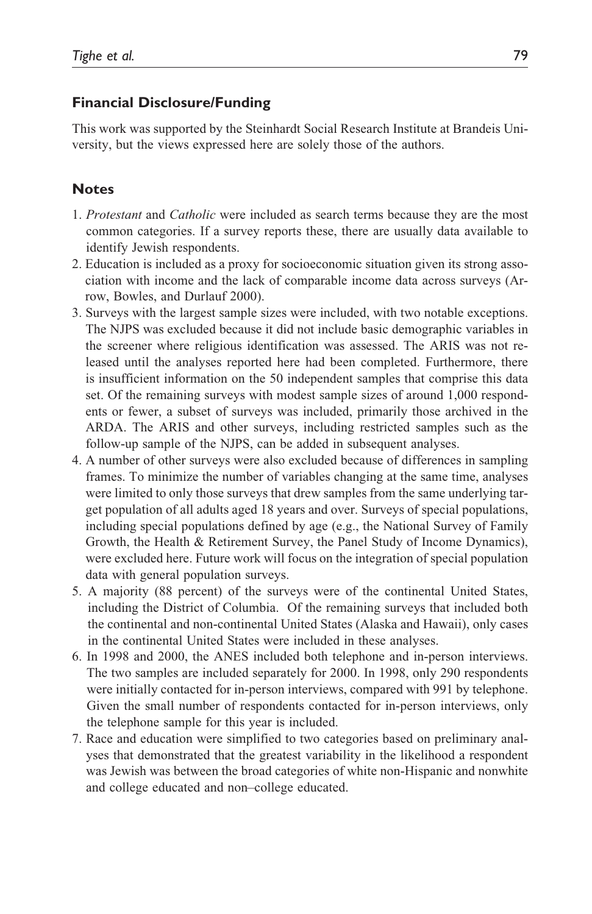## Financial Disclosure/Funding

This work was supported by the Steinhardt Social Research Institute at Brandeis University, but the views expressed here are solely those of the authors.

## Notes

1. *Protestant* and *Catholic* were included as search terms because they are the most common categories. If a survey reports these, there are usually data available to identify Jewish respondents.
2. Education is included as a proxy for socioeconomic situation given its strong association with income and the lack of comparable income data across surveys (Arrow, Bowles, and Durlauf 2000).
3. Surveys with the largest sample sizes were included, with two notable exceptions. The NJPS was excluded because it did not include basic demographic variables in the screener where religious identification was assessed. The ARIS was not released until the analyses reported here had been completed. Furthermore, there is insufficient information on the 50 independent samples that comprise this data set. Of the remaining surveys with modest sample sizes of around 1,000 respondents or fewer, a subset of surveys was included, primarily those archived in the ARDA. The ARIS and other surveys, including restricted samples such as the follow-up sample of the NJPS, can be added in subsequent analyses.
4. A number of other surveys were also excluded because of differences in sampling frames. To minimize the number of variables changing at the same time, analyses were limited to only those surveys that drew samples from the same underlying target population of all adults aged 18 years and over. Surveys of special populations, including special populations defined by age (e.g., the National Survey of Family Growth, the Health & Retirement Survey, the Panel Study of Income Dynamics), were excluded here. Future work will focus on the integration of special population data with general population surveys.
5. A majority (88 percent) of the surveys were of the continental United States, including the District of Columbia. Of the remaining surveys that included both the continental and non-continental United States (Alaska and Hawaii), only cases in the continental United States were included in these analyses.
6. In 1998 and 2000, the ANES included both telephone and in-person interviews. The two samples are included separately for 2000. In 1998, only 290 respondents were initially contacted for in-person interviews, compared with 991 by telephone. Given the small number of respondents contacted for in-person interviews, only the telephone sample for this year is included.
7. Race and education were simplified to two categories based on preliminary analyses that demonstrated that the greatest variability in the likelihood a respondent was Jewish was between the broad categories of white non-Hispanic and nonwhite and college educated and non–college educated.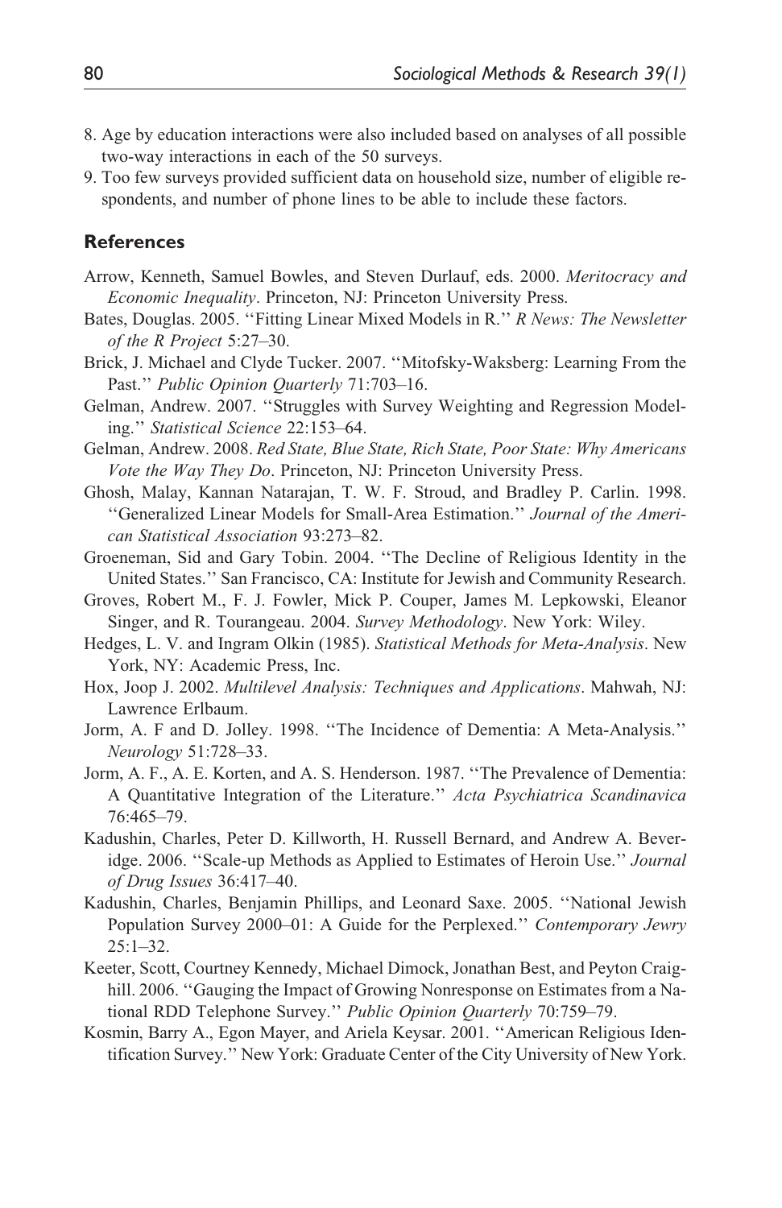8. Age by education interactions were also included based on analyses of all possible two-way interactions in each of the 50 surveys.
9. Too few surveys provided sufficient data on household size, number of eligible respondents, and number of phone lines to be able to include these factors.

## References

Arrow, Kenneth, Samuel Bowles, and Steven Durlauf, eds. 2000. *Meritocracy and Economic Inequality*. Princeton, NJ: Princeton University Press.

Bates, Douglas. 2005. ''Fitting Linear Mixed Models in R.'' *R News: The Newsletter of the R Project* 5:27–30.

Brick, J. Michael and Clyde Tucker. 2007. ''Mitofsky-Waksberg: Learning From the Past.'' *Public Opinion Quarterly* 71:703–16.

Gelman, Andrew. 2007. ''Struggles with Survey Weighting and Regression Modeling.'' *Statistical Science* 22:153–64.

Gelman, Andrew. 2008. *Red State, Blue State, Rich State, Poor State: Why Americans Vote the Way They Do*. Princeton, NJ: Princeton University Press.

Ghosh, Malay, Kannan Natarajan, T. W. F. Stroud, and Bradley P. Carlin. 1998. ''Generalized Linear Models for Small-Area Estimation.'' *Journal of the American Statistical Association* 93:273–82.

Groeneman, Sid and Gary Tobin. 2004. ''The Decline of Religious Identity in the United States.'' San Francisco, CA: Institute for Jewish and Community Research.

Groves, Robert M., F. J. Fowler, Mick P. Couper, James M. Lepkowski, Eleanor Singer, and R. Tourangeau. 2004. *Survey Methodology*. New York: Wiley.

Hedges, L. V. and Ingram Olkin (1985). *Statistical Methods for Meta-Analysis*. New York, NY: Academic Press, Inc.

Hox, Joop J. 2002. *Multilevel Analysis: Techniques and Applications*. Mahwah, NJ: Lawrence Erlbaum.

Jorm, A. F and D. Jolley. 1998. ''The Incidence of Dementia: A Meta-Analysis.'' *Neurology* 51:728–33.

Jorm, A. F., A. E. Korten, and A. S. Henderson. 1987. ''The Prevalence of Dementia: A Quantitative Integration of the Literature.'' *Acta Psychiatrica Scandinavica* 76:465–79.

Kadushin, Charles, Peter D. Killworth, H. Russell Bernard, and Andrew A. Beveridge. 2006. ''Scale-up Methods as Applied to Estimates of Heroin Use.'' *Journal of Drug Issues* 36:417–40.

Kadushin, Charles, Benjamin Phillips, and Leonard Saxe. 2005. ''National Jewish Population Survey 2000–01: A Guide for the Perplexed.'' *Contemporary Jewry* 25:1–32.

Keeter, Scott, Courtney Kennedy, Michael Dimock, Jonathan Best, and Peyton Craighill. 2006. ''Gauging the Impact of Growing Nonresponse on Estimates from a National RDD Telephone Survey.'' *Public Opinion Quarterly* 70:759–79.

Kosmin, Barry A., Egon Mayer, and Ariela Keysar. 2001. ''American Religious Identification Survey.'' New York: Graduate Center of the City University of New York.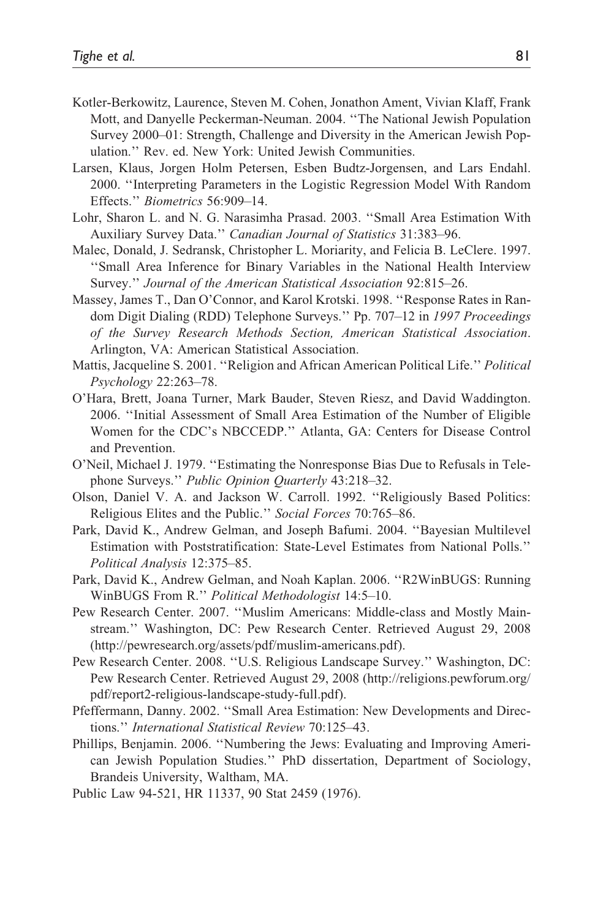Kotler-Berkowitz, Laurence, Steven M. Cohen, Jonathon Ament, Vivian Klaff, Frank Mott, and Danyelle Peckerman-Neuman. 2004. ''The National Jewish Population Survey 2000–01: Strength, Challenge and Diversity in the American Jewish Population.'' Rev. ed. New York: United Jewish Communities.

Larsen, Klaus, Jorgen Holm Petersen, Esben Budtz-Jorgensen, and Lars Endahl. 2000. ''Interpreting Parameters in the Logistic Regression Model With Random Effects.'' *Biometrics* 56:909–14.

Lohr, Sharon L. and N. G. Narasimha Prasad. 2003. ''Small Area Estimation With Auxiliary Survey Data.'' *Canadian Journal of Statistics* 31:383–96.

Malec, Donald, J. Sedransk, Christopher L. Moriarity, and Felicia B. LeClere. 1997. ''Small Area Inference for Binary Variables in the National Health Interview Survey.'' *Journal of the American Statistical Association* 92:815–26.

Massey, James T., Dan O'Connor, and Karol Krotski. 1998. ''Response Rates in Random Digit Dialing (RDD) Telephone Surveys.'' Pp. 707–12 in *1997 Proceedings of the Survey Research Methods Section, American Statistical Association*. Arlington, VA: American Statistical Association.

Mattis, Jacqueline S. 2001. ''Religion and African American Political Life.'' *Political Psychology* 22:263–78.

O'Hara, Brett, Joana Turner, Mark Bauder, Steven Riesz, and David Waddington. 2006. ''Initial Assessment of Small Area Estimation of the Number of Eligible Women for the CDC's NBCCEDP.'' Atlanta, GA: Centers for Disease Control and Prevention.

O'Neil, Michael J. 1979. ''Estimating the Nonresponse Bias Due to Refusals in Telephone Surveys.'' *Public Opinion Quarterly* 43:218–32.

Olson, Daniel V. A. and Jackson W. Carroll. 1992. ''Religiously Based Politics: Religious Elites and the Public.'' *Social Forces* 70:765–86.

Park, David K., Andrew Gelman, and Joseph Bafumi. 2004. ''Bayesian Multilevel Estimation with Poststratification: State-Level Estimates from National Polls.'' *Political Analysis* 12:375–85.

Park, David K., Andrew Gelman, and Noah Kaplan. 2006. ''R2WinBUGS: Running WinBUGS From R.'' *Political Methodologist* 14:5–10.

Pew Research Center. 2007. ''Muslim Americans: Middle-class and Mostly Mainstream.'' Washington, DC: Pew Research Center. Retrieved August 29, 2008 (http://pewresearch.org/assets/pdf/muslim-americans.pdf).

Pew Research Center. 2008. ''U.S. Religious Landscape Survey.'' Washington, DC: Pew Research Center. Retrieved August 29, 2008 (http://religions.pewforum.org/pdf/report2-religious-landscape-study-full.pdf).

Pfeffermann, Danny. 2002. ''Small Area Estimation: New Developments and Directions.'' *International Statistical Review* 70:125–43.

Phillips, Benjamin. 2006. ''Numbering the Jews: Evaluating and Improving American Jewish Population Studies.'' PhD dissertation, Department of Sociology, Brandeis University, Waltham, MA.

Public Law 94-521, HR 11337, 90 Stat 2459 (1976).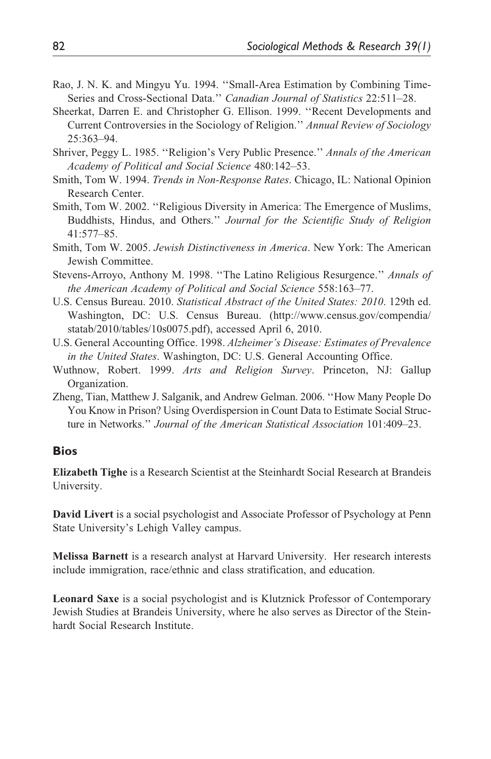Rao, J. N. K. and Mingyu Yu. 1994. ''Small-Area Estimation by Combining Time-Series and Cross-Sectional Data.'' *Canadian Journal of Statistics* 22:511–28.

Sheerkat, Darren E. and Christopher G. Ellison. 1999. ''Recent Developments and Current Controversies in the Sociology of Religion.'' *Annual Review of Sociology* 25:363–94.

Shriver, Peggy L. 1985. ''Religion's Very Public Presence.'' *Annals of the American Academy of Political and Social Science* 480:142–53.

Smith, Tom W. 1994. *Trends in Non-Response Rates*. Chicago, IL: National Opinion Research Center.

Smith, Tom W. 2002. ''Religious Diversity in America: The Emergence of Muslims, Buddhists, Hindus, and Others.'' *Journal for the Scientific Study of Religion* 41:577–85.

Smith, Tom W. 2005. *Jewish Distinctiveness in America*. New York: The American Jewish Committee.

Stevens-Arroyo, Anthony M. 1998. ''The Latino Religious Resurgence.'' *Annals of the American Academy of Political and Social Science* 558:163–77.

U.S. Census Bureau. 2010. *Statistical Abstract of the United States: 2010*. 129th ed. Washington, DC: U.S. Census Bureau. (http://www.census.gov/compendia/statab/2010/tables/10s0075.pdf), accessed April 6, 2010.

U.S. General Accounting Office. 1998. *Alzheimer's Disease: Estimates of Prevalence in the United States*. Washington, DC: U.S. General Accounting Office.

Wuthnow, Robert. 1999. *Arts and Religion Survey*. Princeton, NJ: Gallup Organization.

Zheng, Tian, Matthew J. Salganik, and Andrew Gelman. 2006. ''How Many People Do You Know in Prison? Using Overdispersion in Count Data to Estimate Social Structure in Networks.'' *Journal of the American Statistical Association* 101:409–23.

## Bios

**Elizabeth Tighe** is a Research Scientist at the Steinhardt Social Research at Brandeis University.

**David Livert** is a social psychologist and Associate Professor of Psychology at Penn State University's Lehigh Valley campus.

**Melissa Barnett** is a research analyst at Harvard University. Her research interests include immigration, race/ethnic and class stratification, and education.

**Leonard Saxe** is a social psychologist and is Klutznick Professor of Contemporary Jewish Studies at Brandeis University, where he also serves as Director of the Steinhardt Social Research Institute.